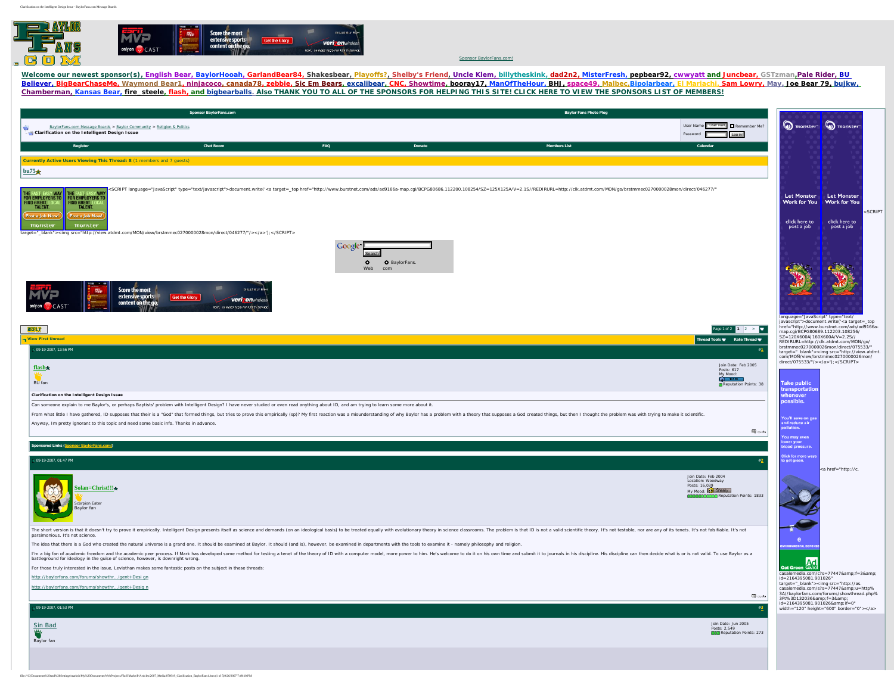Welcome our newest sponsor(s), English Bear, BaylorHooah, GarlandBear84, Shakesbear, Playoffs?, Shelby's Friend, Uncle Klem, billytheskink, dad2n2, MisterFresh, pepbear92, cwwyatt and Juncbear, GSTzman, Pale Rider, BU Believer, BigBearChaseMe, Waymond Bear1, ninjacoco, canada78, zebbie, Sic Em Bears, excalibear, CNC, Showtime, booray17, ManOfTheHour, BHJ, space49, Malbec, Bipolarbear, El Mariachi, Sam Lowry, May, Joe Bear 79, bujkw, Chamberman, Kansas Bear, fire_steele, flash, and bigbearballs. Also THANK YOU TO ALL OF THE SPONSORS FOR HELPING THIS SITE! CLICK HERE TO VIEW THE SPONSORS LIST OF MEMBERS!

Sponsor BaylorFans.com | Baylor Fans Photo Plog

BaylorFans.com Message Boards > Baylor Community > Religion & Politics

**Clarification on the Intelligent Design Issue**

Register | Chat Room | FAQ | Donate | Members List | Calendar

**Currently Active Users Viewing This Thread: 8** (1 members and 7 guests)

bu75

REPLY

View First Unread | Thread Tools | Rate Thread

Page 1 of 2 | 1 | 2 | >

---

09-19-2007, 12:56 PM #1

**flash**
BU fan

Join Date: Feb 2005
Posts: 617
My Mood:
Reputation Points: 38

**Clarification on the Intelligent Design Issue**

Can someone explain to me Baylor's, or perhaps Baptists' problem with Intelligent Design? I have never studied or even read anything about ID, and am trying to learn some more about it.

From what little I have gathered, ID supposes that their is a "God" that formed things, but tries to prove this empirically (sp)? My first reaction was a misunderstanding of why Baylor has a problem with a theory that supposes a God created things, but then I thought the problem was with trying to make it scientific.

Anyway, Im pretty ignorant to this topic and need some basic info. Thanks in advance.

---

Sponsored Links (Sponsor BaylorFans.com!)

---

09-19-2007, 01:47 PM #2

**Solan=Christ!!!**
Scorpion Eater
Baylor fan

Join Date: Feb 2004
Location: Woodway
Posts: 16,039
My Mood:
Reputation Points: 1833

The short version is that it doesn't try to prove it empirically. Intelligent Design presents itself as science and demands (on an ideological basis) to be treated equally with evolutionary theory in science classrooms. The problem is that ID is not a valid scientific theory. It's not testable, nor are any of its tenets. It's not falsifiable. It's not parsimonious. It's not science.

The idea that there is a God who created the natural universe is a grand one. It should be examined at Baylor. It should (and is), however, be examined in departments with the tools to examine it - namely philosophy and religion.

I'm a big fan of academic freedom and the academic peer process. If Mark has developed some method for testing a tenet of the theory of ID with a computer model, more power to him. He's welcome to do it on his own time and submit it to journals in his discipline. His discipline can then decide what is or is not valid. To use Baylor as a battleground for ideology in the guise of science, however, is downright wrong.

For those truly interested in the issue, Leviathan makes some fantastic posts on the subject in these threads:

http://baylorfans.com/forums/showthr...igent+Desi gn

http://baylorfans.com/forums/showthr...igent+Desig n

---

09-19-2007, 01:53 PM #3

**Sin Bad**
Baylor fan

Join Date: Jun 2005
Posts: 2,549
Reputation Points: 273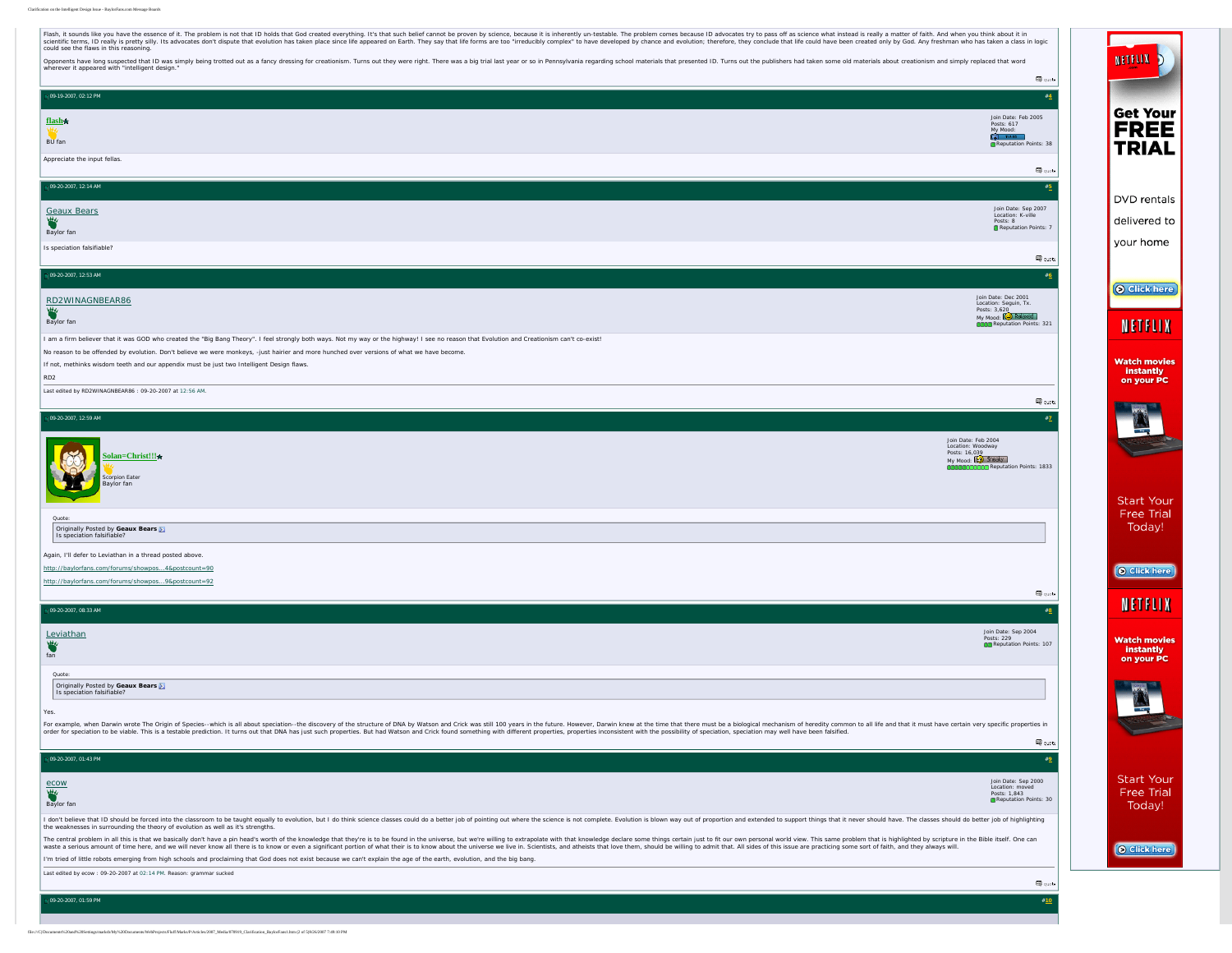Flash, it sounds like you have the essence of it. The problem is not that ID holds that God created everything. It's that such belief cannot be proven by science, because it is inherently un-testable. The problem comes because ID advocates try to pass off as science what instead is really a matter of faith. And when you think about it in scientific terms, ID really is pretty silly. Its advocates don't dispute that evolution has taken place since life appeared on Earth. They say that life forms are too "irreducibly complex" to have developed by chance and evolution; therefore, they conclude that life could have been created only by God. Any freshman who has taken a class in logic could see the flaws in this reasoning.

Opponents have long suspected that ID was simply being trotted out as a fancy dressing for creationism. Turns out they were right. There was a big trial last year or so in Pennsylvania regarding school materials that presented ID. Turns out the publishers had taken some old materials about creationism and simply replaced that word wherever it appeared with "intelligent design."

---

09-19-2007, 02:12 PM #4

**flash**
BU fan

Join Date: Feb 2005
Posts: 617
My Mood:
Reputation Points: 38

Appreciate the input fellas.

---

09-20-2007, 12:14 AM #5

**Geaux Bears**
Baylor fan

Join Date: Sep 2007
Location: K-ville
Posts: 8
Reputation Points: 7

Is speciation falsifiable?

---

09-20-2007, 12:53 AM #6

**RD2WINAGNBEAR86**
Baylor fan

Join Date: Dec 2001
Location: Seguin, Tx.
Posts: 3,620
My Mood: Relaxed
Reputation Points: 321

I am a firm believer that it was GOD who created the "Big Bang Theory". I feel strongly both ways. Not my way or the highway! I see no reason that Evolution and Creationism can't co-exist!

No reason to be offended by evolution. Don't believe we were monkeys, -just hairier and more hunched over versions of what we have become.

If not, methinks wisdom teeth and our appendix must be just two Intelligent Design flaws.

RD2

Last edited by RD2WINAGNBEAR86 : 09-20-2007 at 12:56 AM.

---

09-20-2007, 12:59 AM #7

**Solan=Christ!!!**
Scorpion Eater
Baylor fan

Join Date: Feb 2004
Location: Woodway
Posts: 16,039
My Mood:
Reputation Points: 1833

> Quote:
> Originally Posted by **Geaux Bears**
> Is speciation falsifiable?

Again, I'll defer to Leviathan in a thread posted above.

http://baylorfans.com/forums/showpos...4&postcount=90

http://baylorfans.com/forums/showpos...9&postcount=92

---

09-20-2007, 08:33 AM #8

**Leviathan**
fan

Join Date: Sep 2004
Posts: 229
Reputation Points: 107

> Quote:
> Originally Posted by **Geaux Bears**
> Is speciation falsifiable?

Yes.

For example, when Darwin wrote The Origin of Species--which is all about speciation--the discovery of the structure of DNA by Watson and Crick was still 100 years in the future. However, Darwin knew at the time that there must be a biological mechanism of heredity common to all life and that it must have certain very specific properties in order for speciation to be viable. This is a testable prediction. It turns out that DNA has just such properties. But had Watson and Crick found something with different properties, properties inconsistent with the possibility of speciation, speciation may well have been falsified.

---

09-20-2007, 01:43 PM #9

**ecow**
Baylor fan

Join Date: Sep 2000
Location: moved
Posts: 1,843
Reputation Points: 30

I don't believe that ID should be forced into the classroom to be taught equally to evolution, but I do think science classes could do a better job of pointing out where the science is not complete. Evolution is blown way out of proportion and extended to support things that it never should have. The classes should do better job of highlighting the weaknesses in surrounding the theory of evolution as well as it's strengths.

The central problem in all this is that we basically don't have a pin head's worth of the knowledge that they're is to be found in the universe, but we're willing to extrapolate with that knowledge declare some things certain just to fit our own personal world view. This same problem that is highlighted by scripture in the Bible itself. One can waste a serious amount of time here, and we will never know all there is to know or even a significant portion of what their is to know about the universe we live in. Scientists, and atheists that love them, should be willing to admit that. All sides of this issue are practicing some sort of faith, and they always will.

I'm tried of little robots emerging from high schools and proclaiming that God does not exist because we can't explain the age of the earth, evolution, and the big bang.

Last edited by ecow : 09-20-2007 at 02:14 PM. Reason: grammar sucked

---

09-20-2007, 01:59 PM #10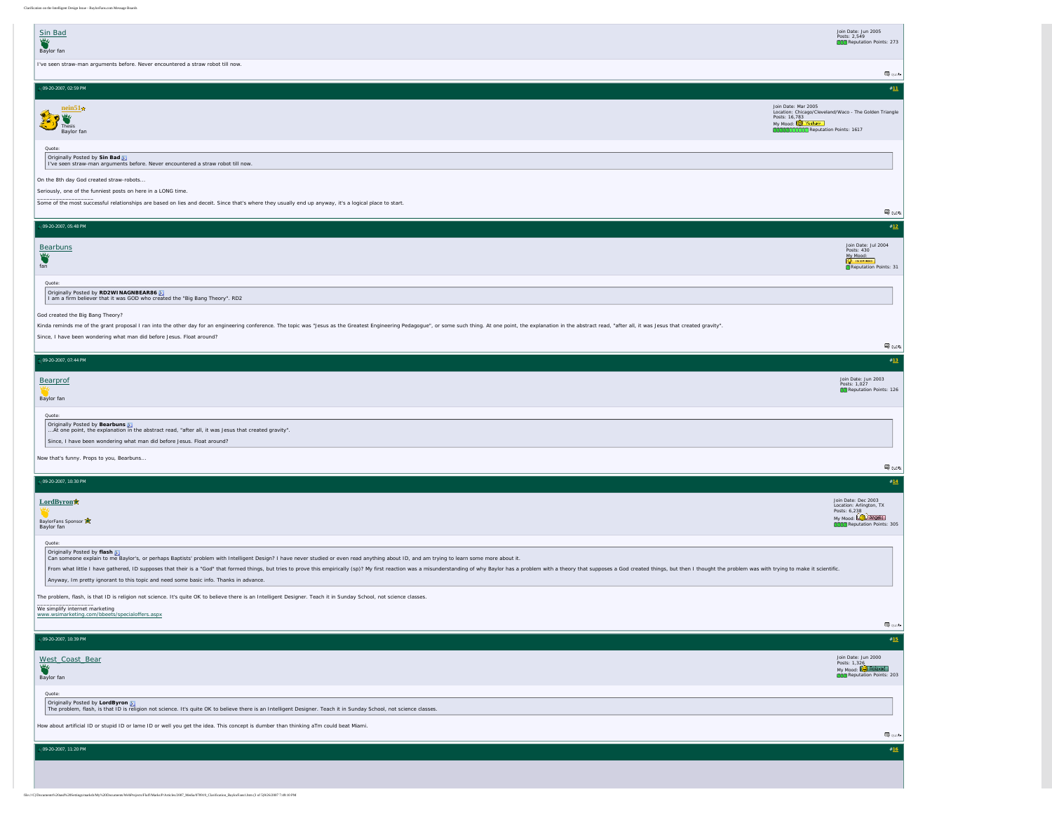**Sin Bad**
Baylor fan

Join Date: Jun 2005
Posts: 2,549
Reputation Points: 273

I've seen straw-man arguments before. Never encountered a straw robot till now.

---

09-20-2007, 02:59 PM #11

**nein51**
Thesis
Baylor fan

Join Date: Mar 2005
Location: Chicago/Cleveland/Waco - The Golden Triangle
Posts: 16,783
My Mood: Yeehaw
Reputation Points: 1617

> Quote:
> Originally Posted by **Sin Bad**
> I've seen straw-man arguments before. Never encountered a straw robot till now.

On the 8th day God created straw-robots...

Seriously, one of the funniest posts on here in a LONG time.

__________________
Some of the most successful relationships are based on lies and deceit. Since that's where they usually end up anyway, it's a logical place to start.

---

09-20-2007, 05:48 PM #12

**Bearbuns**
fan

Join Date: Jul 2004
Posts: 430
My Mood: Inspired
Reputation Points: 31

> Quote:
> Originally Posted by **RD2WINAGNBEAR86**
> I am a firm believer that it was GOD who created the "Big Bang Theory". RD2

God created the Big Bang Theory?

Kinda reminds me of the grant proposal I ran into the other day for an engineering conference. The topic was "Jesus as the Greatest Engineering Pedagogue", or some such thing. At one point, the explanation in the abstract read, "after all, it was Jesus that created gravity".

Since, I have been wondering what man did before Jesus. Float around?

---

09-20-2007, 07:44 PM #13

**Bearprof**
Baylor fan

Join Date: Jun 2003
Posts: 1,027
Reputation Points: 126

> Quote:
> Originally Posted by **Bearbuns**
> ...At one point, the explanation in the abstract read, "after all, it was Jesus that created gravity".
>
> Since, I have been wondering what man did before Jesus. Float around?

Now that's funny. Props to you, Bearbuns...

---

09-20-2007, 10:30 PM #14

**LordByron**
BaylorFans Sponsor
Baylor fan

Join Date: Dec 2003
Location: Arlington, TX
Posts: 6,238
My Mood: Angelic
Reputation Points: 305

> Quote:
> Originally Posted by **flash**
> Can someone explain to me Baylor's, or perhaps Baptists' problem with Intelligent Design? I have never studied or even read anything about ID, and am trying to learn some more about it.
>
> From what little I have gathered, ID supposes that their is a "God" that formed things, but tries to prove this empirically (sp)? My first reaction was a misunderstanding of why Baylor has a problem with a theory that supposes a God created things, but then I thought the problem was with trying to make it scientific.
>
> Anyway, Im pretty ignorant to this topic and need some basic info. Thanks in advance.

The problem, flash, is that ID is religion not science. It's quite OK to believe there is an Intelligent Designer. Teach it in Sunday School, not science classes.

__________________
We simplify internet marketing
www.wsimarketing.com/bbeets/specialoffers.aspx

---

09-20-2007, 10:39 PM #15

**West_Coast_Bear**
Baylor fan

Join Date: Jun 2000
Posts: 1,326
My Mood: Relaxed
Reputation Points: 203

> Quote:
> Originally Posted by **LordByron**
> The problem, flash, is that ID is religion not science. It's quite OK to believe there is an Intelligent Designer. Teach it in Sunday School, not science classes.

How about artificial ID or stupid ID or lame ID or well you get the idea. This concept is dumber than thinking aTm could beat Miami.

---

09-20-2007, 11:20 PM #16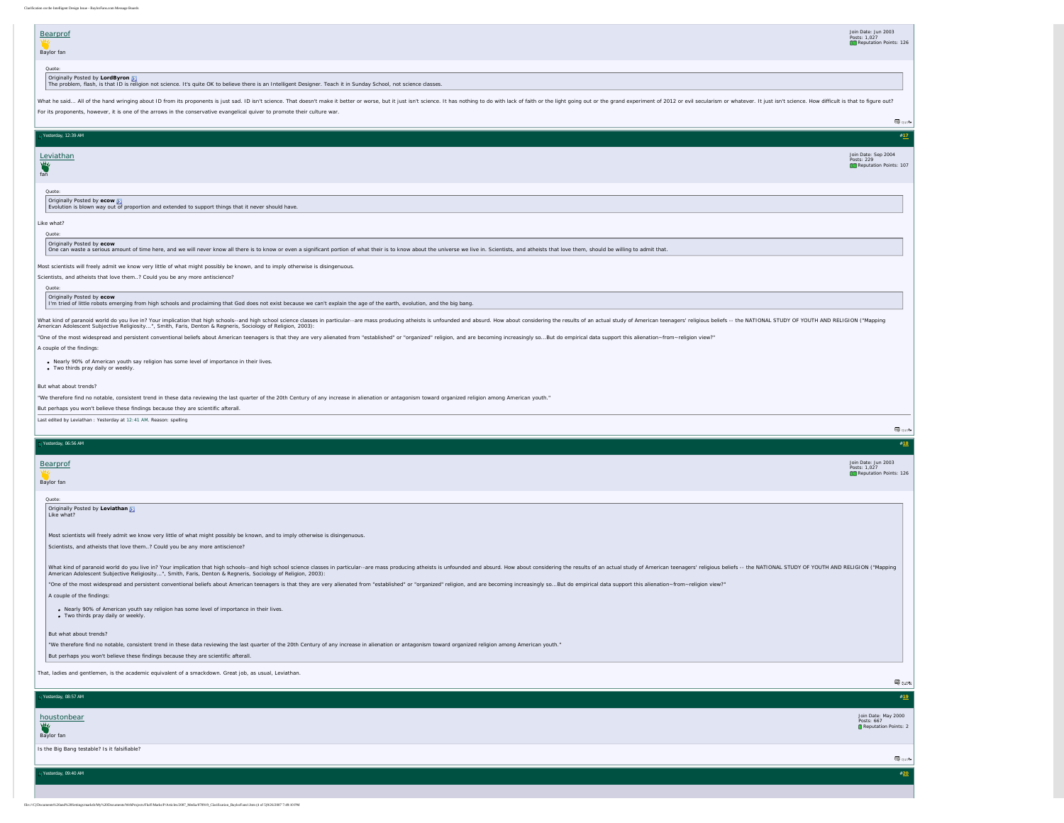**Bearprof**
Baylor fan

Join Date: Jun 2003
Posts: 1,027
Reputation Points: 126

> Quote:
> Originally Posted by **LordByron**
> The problem, flash, is that ID is religion not science. It's quite OK to believe there is an Intelligent Designer. Teach it in Sunday School, not science classes.

What he said... All of the hand wringing about ID from its proponents is just sad. ID isn't science. That doesn't make it better or worse, but it just isn't science. It has nothing to do with lack of faith or the light going out or the grand experiment of 2012 or evil secularism or whatever. It just isn't science. How difficult is that to figure out?

For its proponents, however, it is one of the arrows in the conservative evangelical quiver to promote their culture war.

---

Yesterday, 12:39 AM #17

**Leviathan**
fan

Join Date: Sep 2004
Posts: 229
Reputation Points: 107

> Quote:
> Originally Posted by **ecow**
> Evolution is blown way out of proportion and extended to support things that it never should have.

Like what?

> Quote:
> Originally Posted by **ecow**
> One can waste a serious amount of time here, and we will never know all there is to know or even a significant portion of what their is to know about the universe we live in. Scientists, and atheists that love them, should be willing to admit that.

Most scientists will freely admit we know very little of what might possibly be known, and to imply otherwise is disingenuous.

Scientists, and atheists that love them..? Could you be any more antiscience?

> Quote:
> Originally Posted by **ecow**
> I'm tried of little robots emerging from high schools and proclaiming that God does not exist because we can't explain the age of the earth, evolution, and the big bang.

What kind of paranoid world do you live in? Your implication that high schools--and high school science classes in particular--are mass producing atheists is unfounded and absurd. How about considering the results of an actual study of American teenagers' religious beliefs -- the NATIONAL STUDY OF YOUTH AND RELIGION ("Mapping American Adolescent Subjective Religiosity...", Smith, Faris, Denton & Regneris, Sociology of Religion, 2003):

"One of the most widespread and persistent conventional beliefs about American teenagers is that they are very alienated from "established" or "organized" religion, and are becoming increasingly so...But do empirical data support this alienation~from~religion view?"

A couple of the findings:

- Nearly 90% of American youth say religion has some level of importance in their lives.
- Two thirds pray daily or weekly.

But what about trends?

"We therefore find no notable, consistent trend in these data reviewing the last quarter of the 20th Century of any increase in alienation or antagonism toward organized religion among American youth."

But perhaps you won't believe these findings because they are scientific afterall.

Last edited by Leviathan : Yesterday at 12:41 AM. Reason: spelling

---

Yesterday, 06:56 AM #18

**Bearprof**
Baylor fan

Join Date: Jun 2003
Posts: 1,027
Reputation Points: 126

> Quote:
> Originally Posted by **Leviathan**
> Like what?
>
> Most scientists will freely admit we know very little of what might possibly be known, and to imply otherwise is disingenuous.
>
> Scientists, and atheists that love them..? Could you be any more antiscience?
>
> What kind of paranoid world do you live in? Your implication that high schools--and high school science classes in particular--are mass producing atheists is unfounded and absurd. How about considering the results of an actual study of American teenagers' religious beliefs -- the NATIONAL STUDY OF YOUTH AND RELIGION ("Mapping American Adolescent Subjective Religiosity...", Smith, Faris, Denton & Regneris, Sociology of Religion, 2003):
>
> "One of the most widespread and persistent conventional beliefs about American teenagers is that they are very alienated from "established" or "organized" religion, and are becoming increasingly so...But do empirical data support this alienation~from~religion view?"
>
> A couple of the findings:
>
> - Nearly 90% of American youth say religion has some level of importance in their lives.
> - Two thirds pray daily or weekly.
>
> But what about trends?
>
> "We therefore find no notable, consistent trend in these data reviewing the last quarter of the 20th Century of any increase in alienation or antagonism toward organized religion among American youth."
>
> But perhaps you won't believe these findings because they are scientific afterall.

That, ladies and gentlemen, is the academic equivalent of a smackdown. Great job, as usual, Leviathan.

---

Yesterday, 08:57 AM #19

**houstonbear**
Baylor fan

Join Date: May 2000
Posts: 667
Reputation Points: 2

Is the Big Bang testable? Is it falsifiable?

---

Yesterday, 09:40 AM #20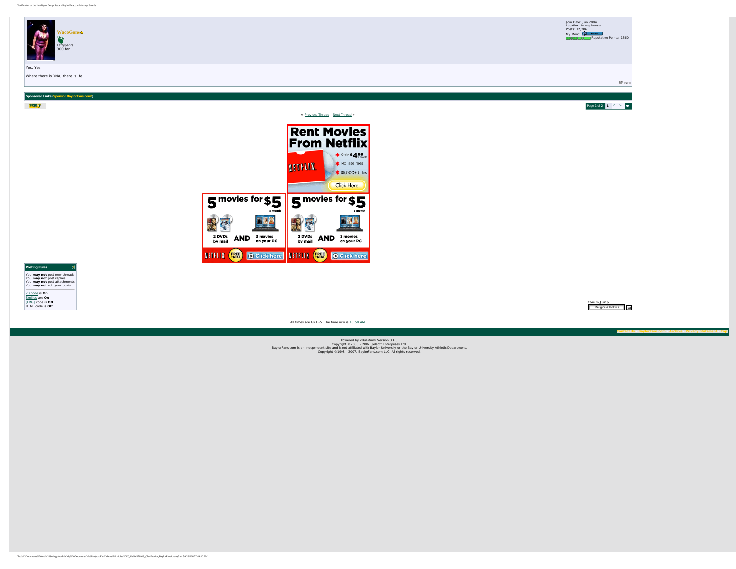**WacoGone**

Fattypants!
300 fan

Join Date: Jun 2004
Location: In my house
Posts: 12,286
My Mood:
Reputation Points: 1560

Yes. Yes.

__________________
Where there is DNA, there is life.

**Sponsored Links** (Sponsor BaylorFans.com!)

REPLY

Page 1 of 2 | 1 | 2 | >

« Previous Thread | Next Thread »

Rent Movies From Netflix

- Only $4.99 a month
- No late fees
- 85,000+ titles

Click Here

5 movies for $5 a month

2 DVDs by mail AND 3 movies on your PC

NETFLIX FREE TRIAL Click here

5 movies for $5 a month

2 DVDs by mail AND 3 movies on your PC

NETFLIX FREE TRIAL Click here

**Posting Rules**

You **may not** post new threads
You **may not** post replies
You **may not** post attachments
You **may not** edit your posts

vB code is **On**
Smilies are **On**
[IMG] code is **Off**
HTML code is **Off**

**Forum Jump**
Religion & Politics | Go

All times are GMT -5. The time now is 10:50 AM.

Powered by vBulletin® Version 3.6.5
Copyright ©2000 - 2007, Jelsoft Enterprises Ltd.
BaylorFans.com is an independent site and is not affiliated with Baylor University or the Baylor University Athletic Department.
Copyright ©1998 - 2007, BaylorFans.com LLC. All rights reserved.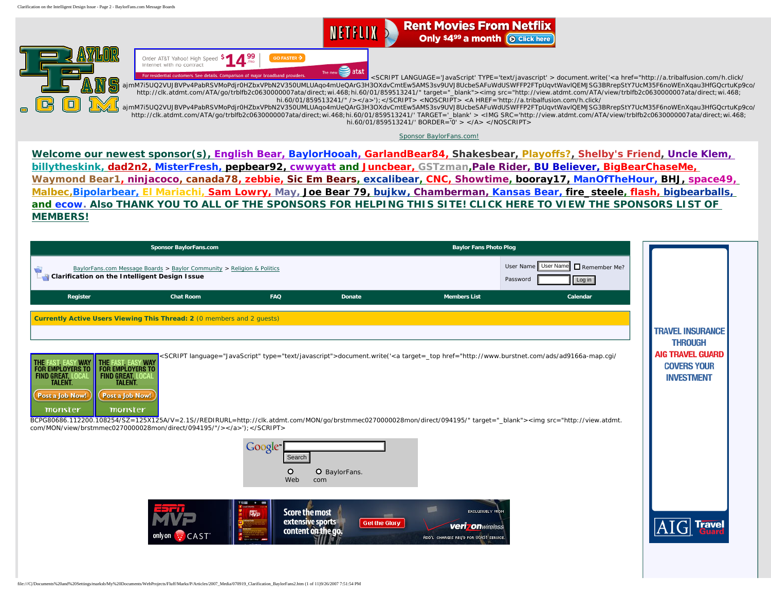Rent Movies From Netflix Only $4.99 a month Click here

Order AT&T Yahoo! High Speed Internet with no contract $14.99/mo GO FASTER
For residential customers. See details. Comparison of major broadband providers. The new at&t

<SCRIPT LANGUAGE='JavaScript' TYPE='text/javascript' > document.write('<a href="http://a.tribalfusion.com/h.click/ajmM7i5UQ2VUJBVPv4PabRSVMoPdjr0HZbxVPbN2V350UMLUAqo4mUeQArG3H3OXdvCmtEw5AMS3sv9UVJ8UcbeSAFuWdUSWFFP2FTpUqvtWavlQEMJSG3BRrepStY7UcM35F6noWEnXqau3HfGQcrtuKp9co/http://clk.atdmt.com/ATA/go/trblfb2c0630000007ata/direct;wi.468;hi.60/01/859513241/" target="_blank"><img src="http://view.atdmt.com/ATA/view/trblfb2c0630000007ata/direct;wi.468;hi.60/01/859513241/" /></a>');</SCRIPT> <NOSCRIPT> <A HREF='http://a.tribalfusion.com/h.click/ajmM7i5UQ2VUJBVPv4PabRSVMoPdjr0HZbxVPbN2V350UMLUAqo4mUeQArG3H3OXdvCmtEw5AMS3sv9UVJ8UcbeSAFuWdUSWFFP2FTpUqvtWavlQEMJSG3BRrepStY7UcM35F6noWEnXqau3HfGQcrtuKp9co/http://clk.atdmt.com/ATA/go/trblfb2c0630000007ata/direct;wi.468;hi.60/01/859513241/' TARGET='_blank' > <IMG SRC='http://view.atdmt.com/ATA/view/trblfb2c0630000007ata/direct;wi.468;hi.60/01/859513241/' BORDER='0' > </A> </NOSCRIPT>

Sponsor BaylorFans.com!

**Welcome our newest sponsor(s), English Bear, BaylorHooah, GarlandBear84, Shakesbear, Playoffs?, Shelby's Friend, Uncle Klem, billytheskink, dad2n2, MisterFresh, pepbear92, cwwyatt and Juncbear, GSTzman,Pale Rider, BU Believer, BigBearChaseMe, Waymond Bear1, ninjacoco, canada78, zebbie, Sic Em Bears, excalibear, CNC, Showtime, booray17, ManOfTheHour, BHJ, space49, Malbec,Bipolarbear, El Mariachi, Sam Lowry, May, Joe Bear 79, bujkw, Chamberman, Kansas Bear, fire_steele, flash, bigbearballs, and ecow. Also THANK YOU TO ALL OF THE SPONSORS FOR HELPING THIS SITE! CLICK HERE TO VIEW THE SPONSORS LIST OF MEMBERS!**

| Sponsor BaylorFans.com | Baylor Fans Photo Plog |
| --- | --- |

BaylorFans.com Message Boards > Baylor Community > Religion & Politics

**Clarification on the Intelligent Design Issue**

User Name [User Name] Remember Me?
Password [ ] Log in

| Register | Chat Room | FAQ | Donate | Members List | Calendar |
| --- | --- | --- | --- | --- | --- |

**Currently Active Users Viewing This Thread: 2** (0 members and 2 guests)

THE FAST, EASY WAY FOR EMPLOYERS TO FIND GREAT, LOCAL TALENT. Post a Job Now! monster

THE FAST, EASY WAY FOR EMPLOYERS TO FIND GREAT, LOCAL TALENT. Post a Job Now! monster

<SCRIPT language="JavaScript" type="text/javascript">document.write('<a target=_top href="http://www.burstnet.com/ads/ad9166a-map.cgi/BCPG80686.112200.108254/SZ=125X125A/V=2.1S//REDIRURL=http://clk.atdmt.com/MON/go/brstmmec0270000028mon/direct/094195/" target="_blank"><img src="http://view.atdmt.com/MON/view/brstmmec0270000028mon/direct/094195/"/></a>');</SCRIPT>

Google [ ] Search
Web BaylorFans.com

ESPN MVP only on CAST Score the most extensive sports content on the go. Get the Glory EXCLUSIVELY FROM verizonwireless ADD'L CHARGES REQ'D FOR VCAST SERVICE.

TRAVEL INSURANCE THROUGH AIG TRAVEL GUARD COVERS YOUR INVESTMENT
AIG Travel Guard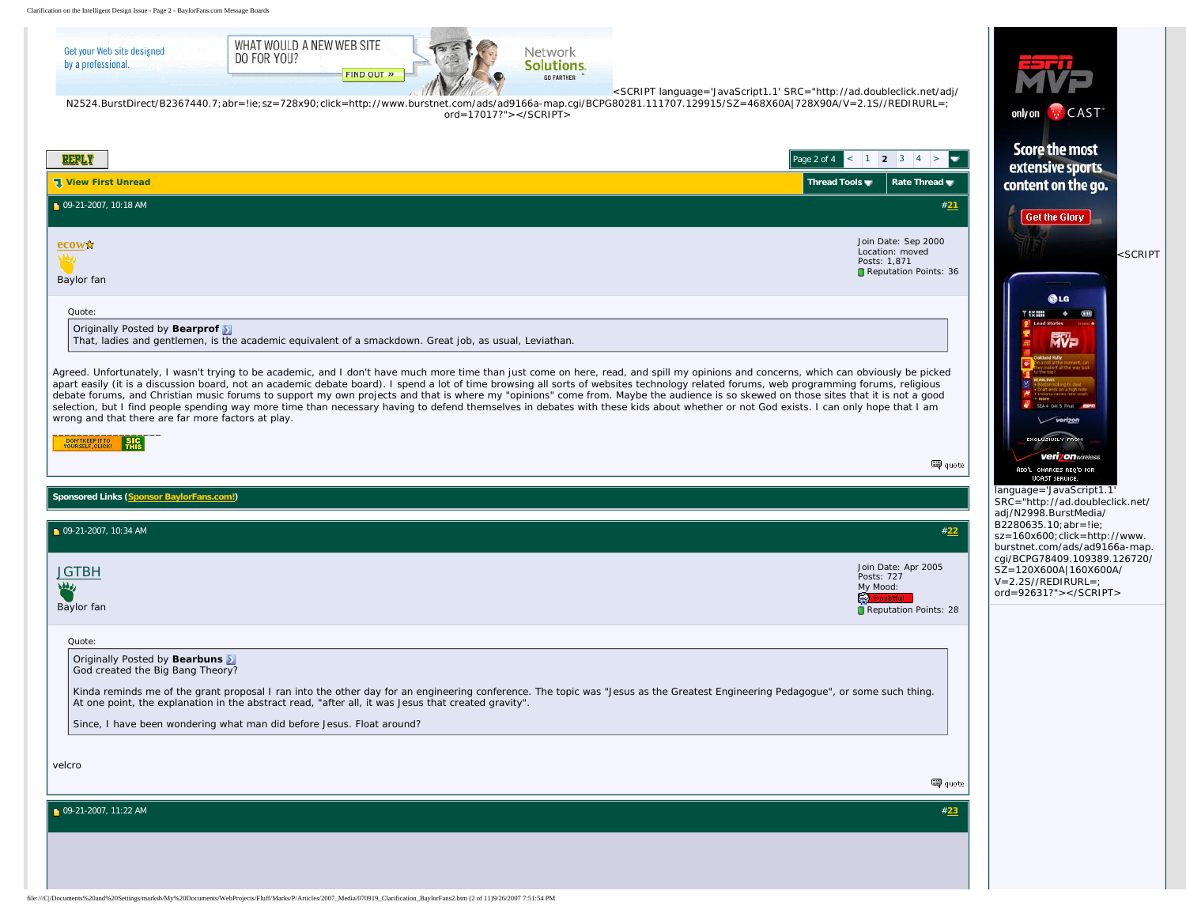Get your Web site designed by a professional. WHAT WOULD A NEW WEB SITE DO FOR YOU? FIND OUT » Network Solutions. GO FARTHER

<SCRIPT language='JavaScript1.1' SRC="http://ad.doubleclick.net/adj/N2524.BurstDirect/B2367440.7;abr=!ie;sz=728x90;click=http://www.burstnet.com/ads/ad9166a-map.cgi/BCPG80281.111707.129915/SZ=468X60A|728X90A/V=2.1S//REDIRURL=;ord=17017?"></SCRIPT>

REPLY

Page 2 of 4 < 1 **2** 3 4 >

View First Unread | Thread Tools | Rate Thread

09-21-2007, 10:18 AM #21

**ecow**
Baylor fan

Join Date: Sep 2000
Location: moved
Posts: 1,871
Reputation Points: 36

> Quote:
> Originally Posted by **Bearprof**
> That, ladies and gentlemen, is the academic equivalent of a smackdown. Great job, as usual, Leviathan.

Agreed. Unfortunately, I wasn't trying to be academic, and I don't have much more time than just come on here, read, and spill my opinions and concerns, which can obviously be picked apart easily (it is a discussion board, not an academic debate board). I spend a lot of time browsing all sorts of websites technology related forums, web programming forums, religious debate forums, and Christian music forums to support my own projects and that is where my "opinions" come from. Maybe the audience is so skewed on those sites that it is not a good selection, but I find people spending way more time than necessary having to defend themselves in debates with these kids about whether or not God exists. I can only hope that I am wrong and that there are far more factors at play.

__________________
DON'T KEEP IT TO YOURSELF, CLICK! SIC THIS

quote

**Sponsored Links** (Sponsor BaylorFans.com!)

09-21-2007, 10:34 AM #22

**JGTBH**
Baylor fan

Join Date: Apr 2005
Posts: 727
My Mood: Doubtful
Reputation Points: 28

> Quote:
> Originally Posted by **Bearbuns**
> God created the Big Bang Theory?
>
> Kinda reminds me of the grant proposal I ran into the other day for an engineering conference. The topic was "Jesus as the Greatest Engineering Pedagogue", or some such thing. At one point, the explanation in the abstract read, "after all, it was Jesus that created gravity".
>
> Since, I have been wondering what man did before Jesus. Float around?

velcro

quote

09-21-2007, 11:22 AM #23

ESPN MVP only on CAST. Score the most extensive sports content on the go. Get the Glory. EXCLUSIVELY FROM verizonwireless. ADD'L CHARGES REQ'D FOR VCAST SERVICE.

<SCRIPT language='JavaScript1.1' SRC="http://ad.doubleclick.net/adj/N2998.BurstMedia/B2280635.10;abr=!ie;sz=160x600;click=http://www.burstnet.com/ads/ad9166a-map.cgi/BCPG78409.109389.126720/SZ=120X600A|160X600A/V=2.2S//REDIRURL=;ord=92631?"></SCRIPT>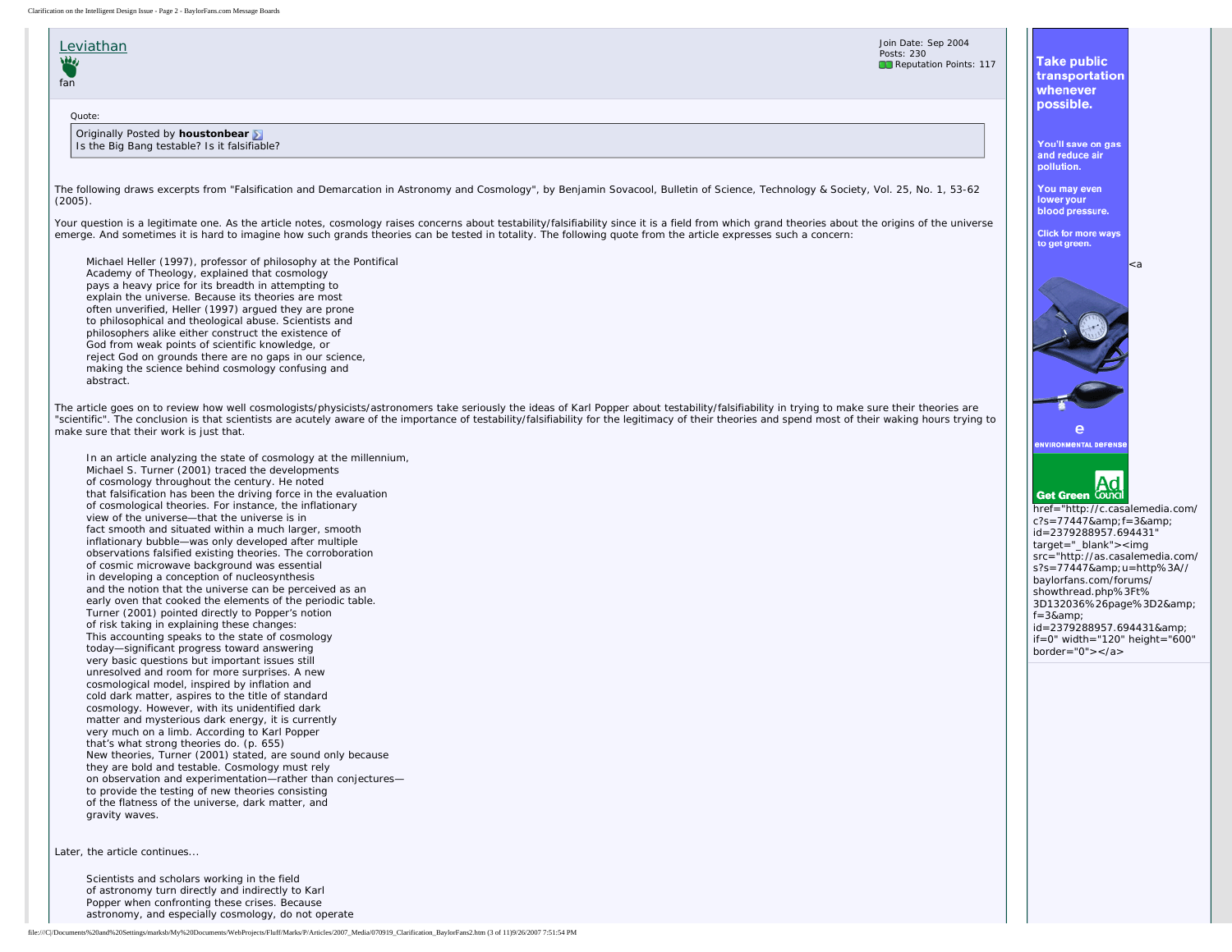**Leviathan**

fan

Join Date: Sep 2004
Posts: 230
Reputation Points: 117

Quote:

> Originally Posted by **houstonbear**
> Is the Big Bang testable? Is it falsifiable?

The following draws excerpts from "Falsification and Demarcation in Astronomy and Cosmology", by Benjamin Sovacool, Bulletin of Science, Technology & Society, Vol. 25, No. 1, 53-62 (2005).

Your question is a legitimate one. As the article notes, cosmology raises concerns about testability/falsifiability since it is a field from which grand theories about the origins of the universe emerge. And sometimes it is hard to imagine how such grands theories can be tested in totality. The following quote from the article expresses such a concern:

> Michael Heller (1997), professor of philosophy at the Pontifical Academy of Theology, explained that cosmology pays a heavy price for its breadth in attempting to explain the universe. Because its theories are most often unverified, Heller (1997) argued they are prone to philosophical and theological abuse. Scientists and philosophers alike either construct the existence of God from weak points of scientific knowledge, or reject God on grounds there are no gaps in our science, making the science behind cosmology confusing and abstract.

The article goes on to review how well cosmologists/physicists/astronomers take seriously the ideas of Karl Popper about testability/falsifiability in trying to make sure their theories are "scientific". The conclusion is that scientists are acutely aware of the importance of testability/falsifiability for the legitimacy of their theories and spend most of their waking hours trying to make sure that their work is just that.

> In an article analyzing the state of cosmology at the millennium, Michael S. Turner (2001) traced the developments of cosmology throughout the century. He noted that falsification has been the driving force in the evaluation of cosmological theories. For instance, the inflationary view of the universe—that the universe is in fact smooth and situated within a much larger, smooth inflationary bubble—was only developed after multiple observations falsified existing theories. The corroboration of cosmic microwave background was essential in developing a conception of nucleosynthesis and the notion that the universe can be perceived as an early oven that cooked the elements of the periodic table. Turner (2001) pointed directly to Popper's notion of risk taking in explaining these changes:
> This accounting speaks to the state of cosmology today—significant progress toward answering very basic questions but important issues still unresolved and room for more surprises. A new cosmological model, inspired by inflation and cold dark matter, aspires to the title of standard cosmology. However, with its unidentified dark matter and mysterious dark energy, it is currently very much on a limb. According to Karl Popper that's what strong theories do. (p. 655)
> New theories, Turner (2001) stated, are sound only because they are bold and testable. Cosmology must rely on observation and experimentation—rather than conjectures—to provide the testing of new theories consisting of the flatness of the universe, dark matter, and gravity waves.

Later, the article continues...

> Scientists and scholars working in the field of astronomy turn directly and indirectly to Karl Popper when confronting these crises. Because astronomy, and especially cosmology, do not operate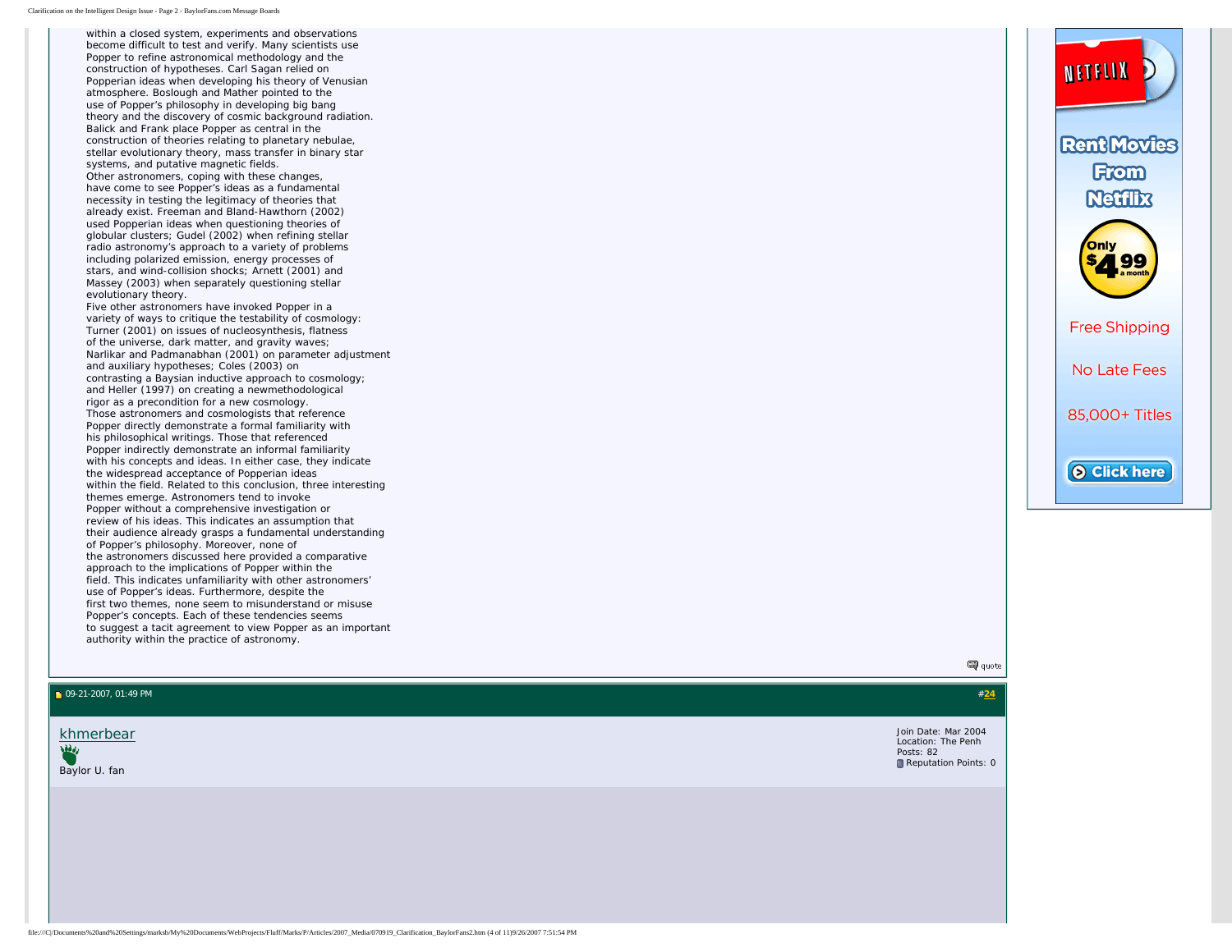within a closed system, experiments and observations become difficult to test and verify. Many scientists use Popper to refine astronomical methodology and the construction of hypotheses. Carl Sagan relied on Popperian ideas when developing his theory of Venusian atmosphere. Boslough and Mather pointed to the use of Popper's philosophy in developing big bang theory and the discovery of cosmic background radiation. Balick and Frank place Popper as central in the construction of theories relating to planetary nebulae, stellar evolutionary theory, mass transfer in binary star systems, and putative magnetic fields.
Other astronomers, coping with these changes, have come to see Popper's ideas as a fundamental necessity in testing the legitimacy of theories that already exist. Freeman and Bland-Hawthorn (2002) used Popperian ideas when questioning theories of globular clusters; Gudel (2002) when refining stellar radio astronomy's approach to a variety of problems including polarized emission, energy processes of stars, and wind-collision shocks; Arnett (2001) and Massey (2003) when separately questioning stellar evolutionary theory.
Five other astronomers have invoked Popper in a variety of ways to critique the testability of cosmology: Turner (2001) on issues of nucleosynthesis, flatness of the universe, dark matter, and gravity waves; Narlikar and Padmanabhan (2001) on parameter adjustment and auxiliary hypotheses; Coles (2003) on contrasting a Baysian inductive approach to cosmology; and Heller (1997) on creating a newmethodological rigor as a precondition for a new cosmology.
Those astronomers and cosmologists that reference Popper directly demonstrate a formal familiarity with his philosophical writings. Those that referenced Popper indirectly demonstrate an informal familiarity with his concepts and ideas. In either case, they indicate the widespread acceptance of Popperian ideas within the field. Related to this conclusion, three interesting themes emerge. Astronomers tend to invoke Popper without a comprehensive investigation or review of his ideas. This indicates an assumption that their audience already grasps a fundamental understanding of Popper's philosophy. Moreover, none of the astronomers discussed here provided a comparative approach to the implications of Popper within the field. This indicates unfamiliarity with other astronomers' use of Popper's ideas. Furthermore, despite the first two themes, none seem to misunderstand or misuse Popper's concepts. Each of these tendencies seems to suggest a tacit agreement to view Popper as an important authority within the practice of astronomy.

quote

09-21-2007, 01:49 PM #24

khmerbear
Baylor U. fan

Join Date: Mar 2004
Location: The Penh
Posts: 82
Reputation Points: 0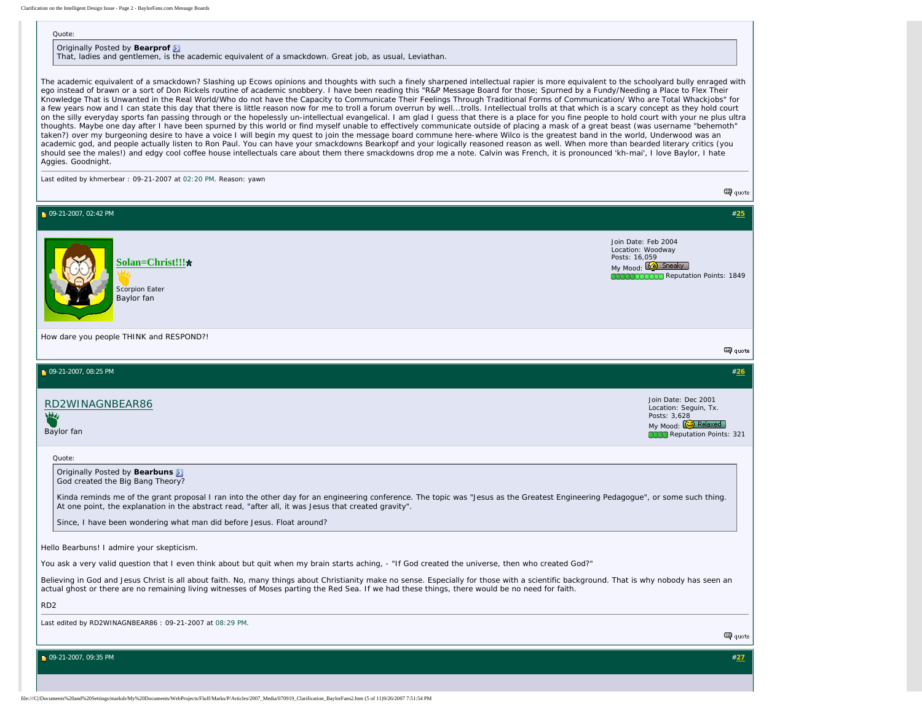Quote:

> Originally Posted by **Bearprof**
> That, ladies and gentlemen, is the academic equivalent of a smackdown. Great job, as usual, Leviathan.

The academic equivalent of a smackdown? Slashing up Ecows opinions and thoughts with such a finely sharpened intellectual rapier is more equivalent to the schoolyard bully enraged with ego instead of brawn or a sort of Don Rickels routine of academic snobbery. I have been reading this "R&P Message Board for those; Spurned by a Fundy/Needing a Place to Flex Their Knowledge That is Unwanted in the Real World/Who do not have the Capacity to Communicate Their Feelings Through Traditional Forms of Communication/ Who are Total Whackjobs" for a few years now and I can state this day that there is little reason now for me to troll a forum overrun by well...trolls. Intellectual trolls at that which is a scary concept as they hold court on the silly everyday sports fan passing through or the hopelessly un-intellectual evangelical. I am glad I guess that there is a place for you fine people to hold court with your ne plus ultra thoughts. Maybe one day after I have been spurned by this world or find myself unable to effectively communicate outside of placing a mask of a great beast (was username "behemoth" taken?) over my burgeoning desire to have a voice I will begin my quest to join the message board commune here-where Wilco is the greatest band in the world, Underwood was an academic god, and people actually listen to Ron Paul. You can have your smackdowns Bearkopf and your logically reasoned reason as well. When more than bearded literary critics (you should see the males!) and edgy cool coffee house intellectuals care about them there smackdowns drop me a note. Calvin was French, it is pronounced 'kh-mai', I love Baylor, I hate Aggies. Goodnight.

Last edited by khmerbear : 09-21-2007 at 02:20 PM. Reason: yawn

quote

---

09-21-2007, 02:42 PM #25

**Solan=Christ!!!**
Scorpion Eater
Baylor fan

Join Date: Feb 2004
Location: Woodway
Posts: 16,059
My Mood: Sneaky
Reputation Points: 1849

How dare you people THINK and RESPOND?!

quote

---

09-21-2007, 08:25 PM #26

**RD2WINAGNBEAR86**
Baylor fan

Join Date: Dec 2001
Location: Seguin, Tx.
Posts: 3,628
My Mood: Relaxed
Reputation Points: 321

Quote:

> Originally Posted by **Bearbuns**
> God created the Big Bang Theory?
>
> Kinda reminds me of the grant proposal I ran into the other day for an engineering conference. The topic was "Jesus as the Greatest Engineering Pedagogue", or some such thing. At one point, the explanation in the abstract read, "after all, it was Jesus that created gravity".
>
> Since, I have been wondering what man did before Jesus. Float around?

Hello Bearbuns! I admire your skepticism.

You ask a very valid question that I even think about but quit when my brain starts aching, - "If God created the universe, then who created God?"

Believing in God and Jesus Christ is all about faith. No, many things about Christianity make no sense. Especially for those with a scientific background. That is why nobody has seen an actual ghost or there are no remaining living witnesses of Moses parting the Red Sea. If we had these things, there would be no need for faith.

RD2

Last edited by RD2WINAGNBEAR86 : 09-21-2007 at 08:29 PM.

quote

---

09-21-2007, 09:35 PM #27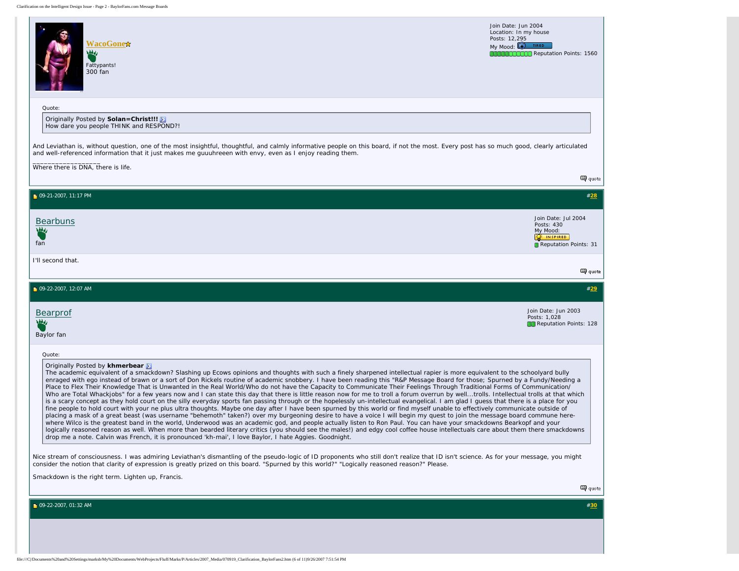**WacoGone**

Fattypants!
300 fan

Join Date: Jun 2004
Location: In my house
Posts: 12,295
My Mood: TIRED
Reputation Points: 1560

> Quote:
>
> Originally Posted by **Solan=Christ!!!**
> How dare you people THINK and RESPOND?!

And Leviathan is, without question, one of the most insightful, thoughtful, and calmly informative people on this board, if not the most. Every post has so much good, clearly articulated and well-referenced information that it just makes me guuuhreeen with envy, even as I enjoy reading them.

__________________
Where there is DNA, there is life.

quote

---

09-21-2007, 11:17 PM #28

**Bearbuns**

fan

Join Date: Jul 2004
Posts: 430
My Mood: INSPIRED
Reputation Points: 31

I'll second that.

quote

---

09-22-2007, 12:07 AM #29

**Bearprof**

Baylor fan

Join Date: Jun 2003
Posts: 1,028
Reputation Points: 128

> Quote:
>
> Originally Posted by **khmerbear**
> The academic equivalent of a smackdown? Slashing up Ecows opinions and thoughts with such a finely sharpened intellectual rapier is more equivalent to the schoolyard bully enraged with ego instead of brawn or a sort of Don Rickels routine of academic snobbery. I have been reading this "R&P Message Board for those; Spurned by a Fundy/Needing a Place to Flex Their Knowledge That is Unwanted in the Real World/Who do not have the Capacity to Communicate Their Feelings Through Traditional Forms of Communication/ Who are Total Whackjobs" for a few years now and I can state this day that there is little reason now for me to troll a forum overrun by well...trolls. Intellectual trolls at that which is a scary concept as they hold court on the silly everyday sports fan passing through or the hopelessly un-intellectual evangelical. I am glad I guess that there is a place for you fine people to hold court with your ne plus ultra thoughts. Maybe one day after I have been spurned by this world or find myself unable to effectively communicate outside of placing a mask of a great beast (was username "behemoth" taken?) over my burgeoning desire to have a voice I will begin my quest to join the message board commune here- where Wilco is the greatest band in the world, Underwood was an academic god, and people actually listen to Ron Paul. You can have your smackdowns Bearkopf and your logically reasoned reason as well. When more than bearded literary critics (you should see the males!) and edgy cool coffee house intellectuals care about them there smackdowns drop me a note. Calvin was French, it is pronounced 'kh-mai', I love Baylor, I hate Aggies. Goodnight.

Nice stream of consciousness. I was admiring Leviathan's dismantling of the pseudo-logic of ID proponents who still don't realize that ID isn't science. As for your message, you might consider the notion that clarity of expression is greatly prized on this board. "Spurned by this world?" "Logically reasoned reason?" Please.

Smackdown is the right term. Lighten up, Francis.

quote

---

09-22-2007, 01:32 AM #30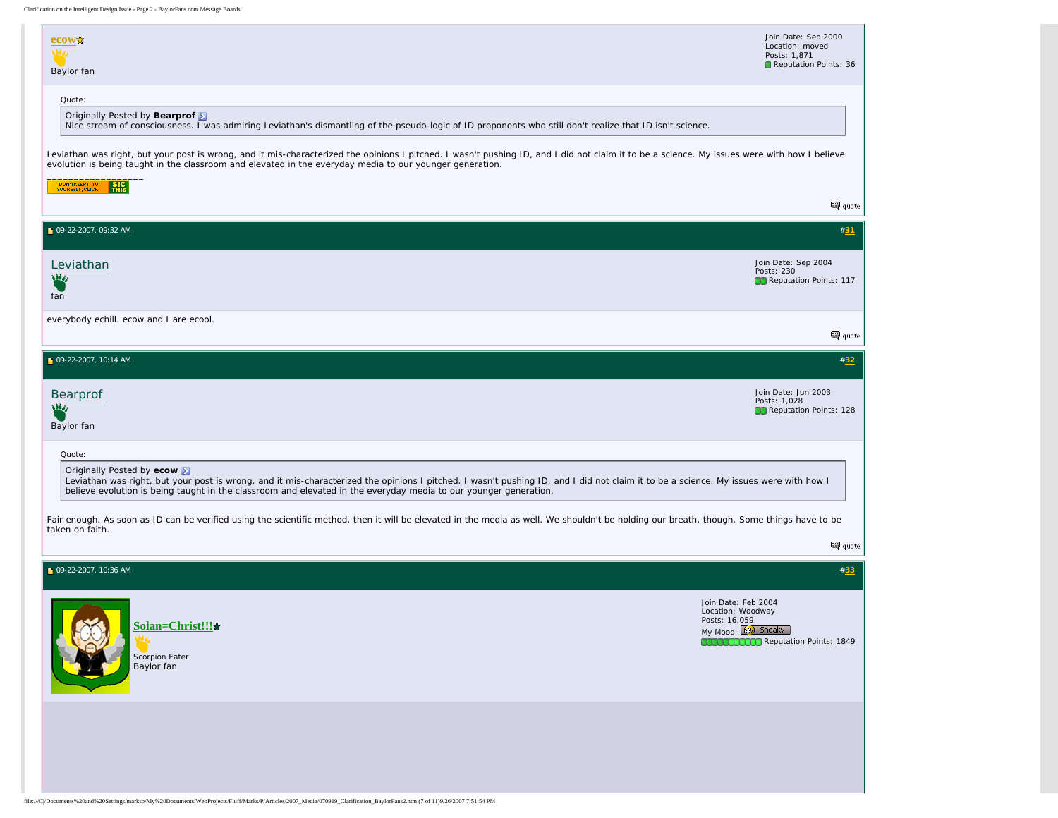**ecow**

Baylor fan

Join Date: Sep 2000
Location: moved
Posts: 1,871
Reputation Points: 36

> Quote:
>
> Originally Posted by **Bearprof**
> Nice stream of consciousness. I was admiring Leviathan's dismantling of the pseudo-logic of ID proponents who still don't realize that ID isn't science.

Leviathan was right, but your post is wrong, and it mis-characterized the opinions I pitched. I wasn't pushing ID, and I did not claim it to be a science. My issues were with how I believe evolution is being taught in the classroom and elevated in the everyday media to our younger generation.

__________________

DON'T KEEP IT TO YOURSELF, CLICK! SIC THIS

quote

---

09-22-2007, 09:32 AM #31

**Leviathan**

fan

Join Date: Sep 2004
Posts: 230
Reputation Points: 117

everybody echill. ecow and I are ecool.

quote

---

09-22-2007, 10:14 AM #32

**Bearprof**

Baylor fan

Join Date: Jun 2003
Posts: 1,028
Reputation Points: 128

> Quote:
>
> Originally Posted by **ecow**
> Leviathan was right, but your post is wrong, and it mis-characterized the opinions I pitched. I wasn't pushing ID, and I did not claim it to be a science. My issues were with how I believe evolution is being taught in the classroom and elevated in the everyday media to our younger generation.

Fair enough. As soon as ID can be verified using the scientific method, then it will be elevated in the media as well. We shouldn't be holding our breath, though. Some things have to be taken on faith.

quote

---

09-22-2007, 10:36 AM #33

**Solan=Christ!!!**

Scorpion Eater
Baylor fan

Join Date: Feb 2004
Location: Woodway
Posts: 16,059
My Mood: Sneaky
Reputation Points: 1849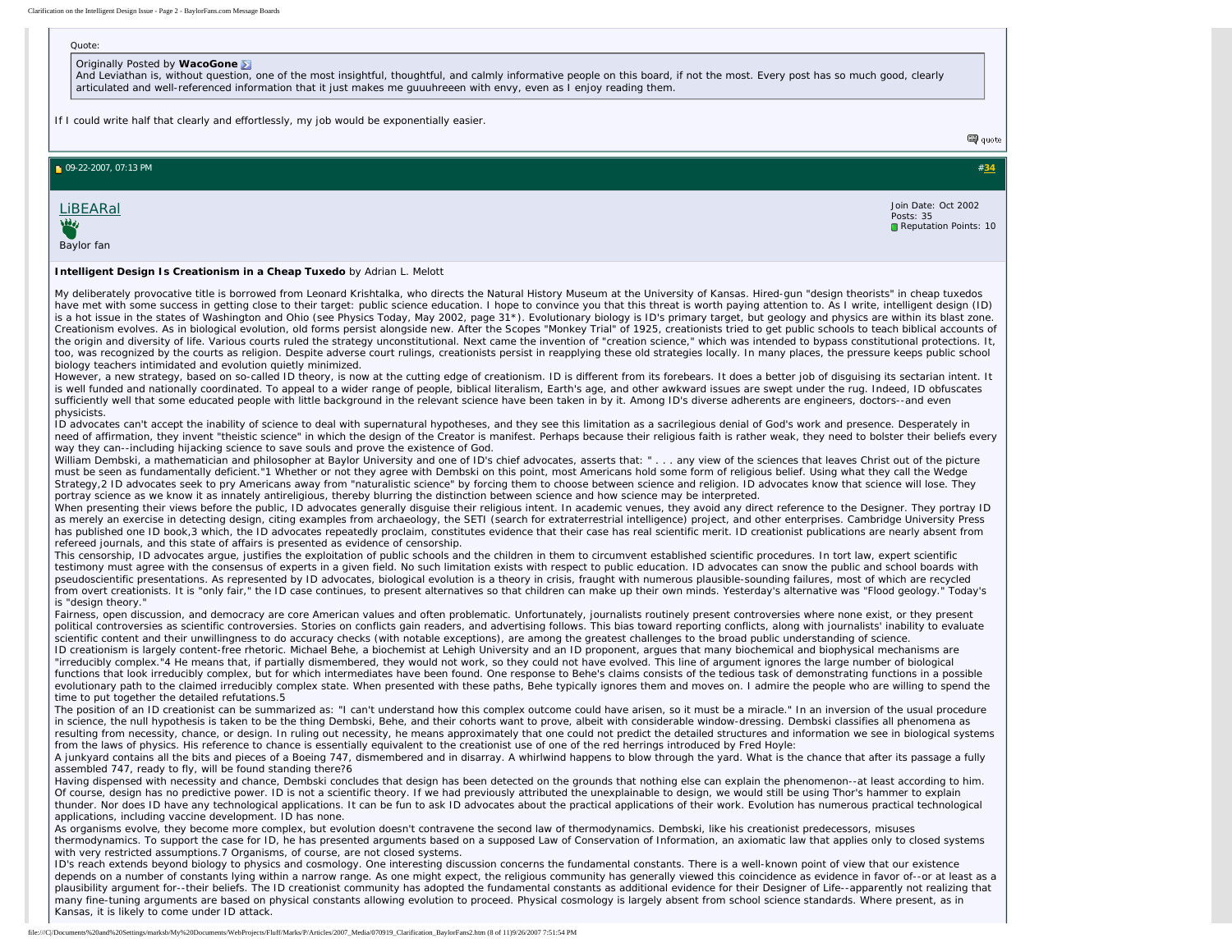Quote:

> Originally Posted by **WacoGone**
> And Leviathan is, without question, one of the most insightful, thoughtful, and calmly informative people on this board, if not the most. Every post has so much good, clearly articulated and well-referenced information that it just makes me guuuhreeen with envy, even as I enjoy reading them.

If I could write half that clearly and effortlessly, my job would be exponentially easier.

quote

09-22-2007, 07:13 PM #34

LiBEARal

Baylor fan

Join Date: Oct 2002
Posts: 35
Reputation Points: 10

**Intelligent Design Is Creationism in a Cheap Tuxedo** by Adrian L. Melott

My deliberately provocative title is borrowed from Leonard Krishtalka, who directs the Natural History Museum at the University of Kansas. Hired-gun "design theorists" in cheap tuxedos have met with some success in getting close to their target: public science education. I hope to convince you that this threat is worth paying attention to. As I write, intelligent design (ID) is a hot issue in the states of Washington and Ohio (see Physics Today, May 2002, page 31*). Evolutionary biology is ID's primary target, but geology and physics are within its blast zone. Creationism evolves. As in biological evolution, old forms persist alongside new. After the Scopes "Monkey Trial" of 1925, creationists tried to get public schools to teach biblical accounts of the origin and diversity of life. Various courts ruled the strategy unconstitutional. Next came the invention of "creation science," which was intended to bypass constitutional protections. It, too, was recognized by the courts as religion. Despite adverse court rulings, creationists persist in reapplying these old strategies locally. In many places, the pressure keeps public school biology teachers intimidated and evolution quietly minimized.

However, a new strategy, based on so-called ID theory, is now at the cutting edge of creationism. ID is different from its forebears. It does a better job of disguising its sectarian intent. It is well funded and nationally coordinated. To appeal to a wider range of people, biblical literalism, Earth's age, and other awkward issues are swept under the rug. Indeed, ID obfuscates sufficiently well that some educated people with little background in the relevant science have been taken in by it. Among ID's diverse adherents are engineers, doctors--and even physicists.

ID advocates can't accept the inability of science to deal with supernatural hypotheses, and they see this limitation as a sacrilegious denial of God's work and presence. Desperately in need of affirmation, they invent "theistic science" in which the design of the Creator is manifest. Perhaps because their religious faith is rather weak, they need to bolster their beliefs every way they can--including hijacking science to save souls and prove the existence of God.

William Dembski, a mathematician and philosopher at Baylor University and one of ID's chief advocates, asserts that: " . . . any view of the sciences that leaves Christ out of the picture must be seen as fundamentally deficient."1 Whether or not they agree with Dembski on this point, most Americans hold some form of religious belief. Using what they call the Wedge Strategy,2 ID advocates seek to pry Americans away from "naturalistic science" by forcing them to choose between science and religion. ID advocates know that science will lose. They portray science as we know it as innately antireligious, thereby blurring the distinction between science and how science may be interpreted.

When presenting their views before the public, ID advocates generally disguise their religious intent. In academic venues, they avoid any direct reference to the Designer. They portray ID as merely an exercise in detecting design, citing examples from archaeology, the SETI (search for extraterrestrial intelligence) project, and other enterprises. Cambridge University Press has published one ID book,3 which, the ID advocates repeatedly proclaim, constitutes evidence that their case has real scientific merit. ID creationist publications are nearly absent from refereed journals, and this state of affairs is presented as evidence of censorship.

This censorship, ID advocates argue, justifies the exploitation of public schools and the children in them to circumvent established scientific procedures. In tort law, expert scientific testimony must agree with the consensus of experts in a given field. No such limitation exists with respect to public education. ID advocates can snow the public and school boards with pseudoscientific presentations. As represented by ID advocates, biological evolution is a theory in crisis, fraught with numerous plausible-sounding failures, most of which are recycled from overt creationists. It is "only fair," the ID case continues, to present alternatives so that children can make up their own minds. Yesterday's alternative was "Flood geology." Today's is "design theory."

Fairness, open discussion, and democracy are core American values and often problematic. Unfortunately, journalists routinely present controversies where none exist, or they present political controversies as scientific controversies. Stories on conflicts gain readers, and advertising follows. This bias toward reporting conflicts, along with journalists' inability to evaluate scientific content and their unwillingness to do accuracy checks (with notable exceptions), are among the greatest challenges to the broad public understanding of science.

ID creationism is largely content-free rhetoric. Michael Behe, a biochemist at Lehigh University and an ID proponent, argues that many biochemical and biophysical mechanisms are "irreducibly complex."4 He means that, if partially dismembered, they would not work, so they could not have evolved. This line of argument ignores the large number of biological functions that look irreducibly complex, but for which intermediates have been found. One response to Behe's claims consists of the tedious task of demonstrating functions in a possible evolutionary path to the claimed irreducibly complex state. When presented with these paths, Behe typically ignores them and moves on. I admire the people who are willing to spend the time to put together the detailed refutations.5

The position of an ID creationist can be summarized as: "I can't understand how this complex outcome could have arisen, so it must be a miracle." In an inversion of the usual procedure in science, the null hypothesis is taken to be the thing Dembski, Behe, and their cohorts want to prove, albeit with considerable window-dressing. Dembski classifies all phenomena as resulting from necessity, chance, or design. In ruling out necessity, he means approximately that one could not predict the detailed structures and information we see in biological systems from the laws of physics. His reference to chance is essentially equivalent to the creationist use of one of the red herrings introduced by Fred Hoyle:

A junkyard contains all the bits and pieces of a Boeing 747, dismembered and in disarray. A whirlwind happens to blow through the yard. What is the chance that after its passage a fully assembled 747, ready to fly, will be found standing there?6

Having dispensed with necessity and chance, Dembski concludes that design has been detected on the grounds that nothing else can explain the phenomenon--at least according to him. Of course, design has no predictive power. ID is not a scientific theory. If we had previously attributed the unexplainable to design, we would still be using Thor's hammer to explain thunder. Nor does ID have any technological applications. It can be fun to ask ID advocates about the practical applications of their work. Evolution has numerous practical technological applications, including vaccine development. ID has none.

As organisms evolve, they become more complex, but evolution doesn't contravene the second law of thermodynamics. Dembski, like his creationist predecessors, misuses thermodynamics. To support the case for ID, he has presented arguments based on a supposed Law of Conservation of Information, an axiomatic law that applies only to closed systems with very restricted assumptions.7 Organisms, of course, are not closed systems.

ID's reach extends beyond biology to physics and cosmology. One interesting discussion concerns the fundamental constants. There is a well-known point of view that our existence depends on a number of constants lying within a narrow range. As one might expect, the religious community has generally viewed this coincidence as evidence in favor of--or at least as a plausibility argument for--their beliefs. The ID creationist community has adopted the fundamental constants as additional evidence for their Designer of Life--apparently not realizing that many fine-tuning arguments are based on physical constants allowing evolution to proceed. Physical cosmology is largely absent from school science standards. Where present, as in Kansas, it is likely to come under ID attack.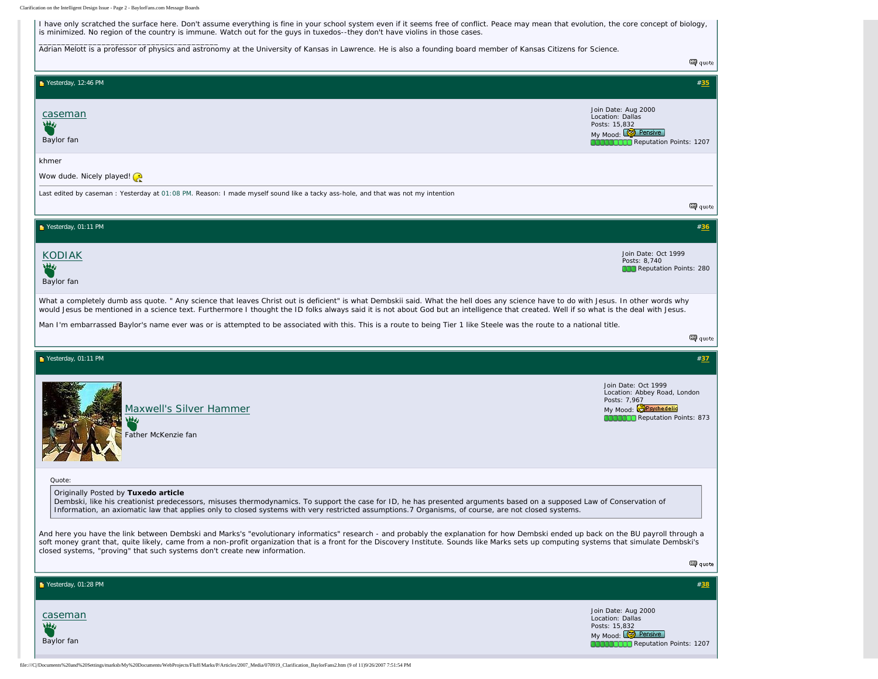I have only scratched the surface here. Don't assume everything is fine in your school system even if it seems free of conflict. Peace may mean that evolution, the core concept of biology, is minimized. No region of the country is immune. Watch out for the guys in tuxedos--they don't have violins in those cases.

________________________________________

Adrian Melott is a professor of physics and astronomy at the University of Kansas in Lawrence. He is also a founding board member of Kansas Citizens for Science.

quote

---

Yesterday, 12:46 PM #35

caseman

Baylor fan

Join Date: Aug 2000
Location: Dallas
Posts: 15,832
My Mood: Pensive
Reputation Points: 1207

khmer

Wow dude. Nicely played!

Last edited by caseman : Yesterday at 01:08 PM. Reason: I made myself sound like a tacky ass-hole, and that was not my intention

quote

---

Yesterday, 01:11 PM #36

KODIAK

Baylor fan

Join Date: Oct 1999
Posts: 8,740
Reputation Points: 280

What a completely dumb ass quote. " Any science that leaves Christ out is deficient" is what Dembskii said. What the hell does any science have to do with Jesus. In other words why would Jesus be mentioned in a science text. Furthermore I thought the ID folks always said it is not about God but an intelligence that created. Well if so what is the deal with Jesus.

Man I'm embarrassed Baylor's name ever was or is attempted to be associated with this. This is a route to being Tier 1 like Steele was the route to a national title.

quote

---

Yesterday, 01:11 PM #37

Maxwell's Silver Hammer

Father McKenzie fan

Join Date: Oct 1999
Location: Abbey Road, London
Posts: 7,967
My Mood: Psychedelic
Reputation Points: 873

Quote:

> Originally Posted by **Tuxedo article**
> Dembski, like his creationist predecessors, misuses thermodynamics. To support the case for ID, he has presented arguments based on a supposed Law of Conservation of Information, an axiomatic law that applies only to closed systems with very restricted assumptions.7 Organisms, of course, are not closed systems.

And here you have the link between Dembski and Marks's "evolutionary informatics" research - and probably the explanation for how Dembski ended up back on the BU payroll through a soft money grant that, quite likely, came from a non-profit organization that is a front for the Discovery Institute. Sounds like Marks sets up computing systems that simulate Dembski's closed systems, "proving" that such systems don't create new information.

quote

---

Yesterday, 01:28 PM #38

caseman

Baylor fan

Join Date: Aug 2000
Location: Dallas
Posts: 15,832
My Mood: Pensive
Reputation Points: 1207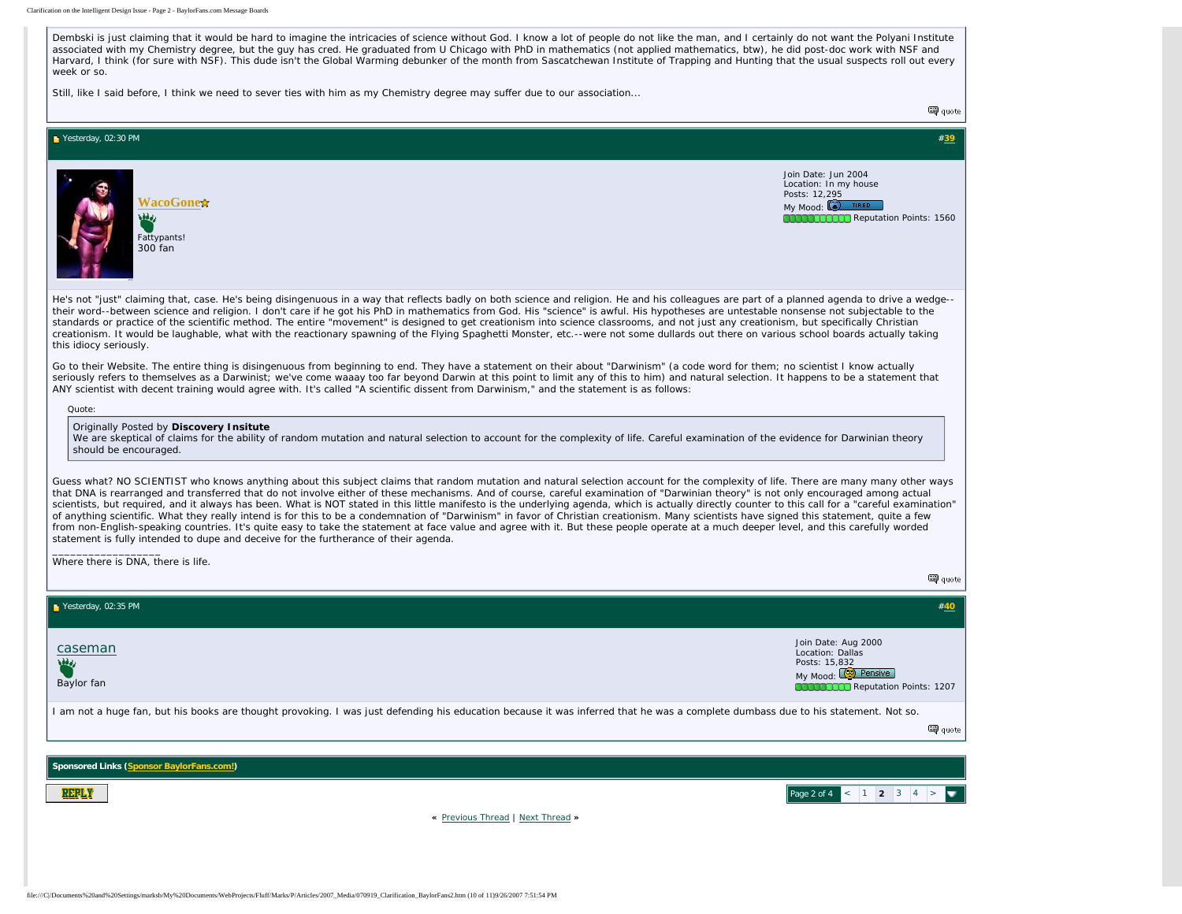Dembski is just claiming that it would be hard to imagine the intricacies of science without God. I know a lot of people do not like the man, and I certainly do not want the Polyani Institute associated with my Chemistry degree, but the guy has cred. He graduated from U Chicago with PhD in mathematics (not applied mathematics, btw), he did post-doc work with NSF and Harvard, I think (for sure with NSF). This dude isn't the Global Warming debunker of the month from Sascatchewan Institute of Trapping and Hunting that the usual suspects roll out every week or so.

Still, like I said before, I think we need to sever ties with him as my Chemistry degree may suffer due to our association...

quote

Yesterday, 02:30 PM #39

**WacoGone**
Fattypants!
300 fan

Join Date: Jun 2004
Location: In my house
Posts: 12,295
My Mood: TIRED
Reputation Points: 1560

He's not "just" claiming that, case. He's being disingenuous in a way that reflects badly on both science and religion. He and his colleagues are part of a planned agenda to drive a wedge--their word--between science and religion. I don't care if he got his PhD in mathematics from God. His "science" is awful. His hypotheses are untestable nonsense not subjectable to the standards or practice of the scientific method. The entire "movement" is designed to get creationism into science classrooms, and not just any creationism, but specifically Christian creationism. It would be laughable, what with the reactionary spawning of the Flying Spaghetti Monster, etc.--were not some dullards out there on various school boards actually taking this idiocy seriously.

Go to their Website. The entire thing is disingenuous from beginning to end. They have a statement on their about "Darwinism" (a code word for them; no scientist I know actually seriously refers to themselves as a Darwinist; we've come waaay too far beyond Darwin at this point to limit any of this to him) and natural selection. It happens to be a statement that ANY scientist with decent training would agree with. It's called "A scientific dissent from Darwinism," and the statement is as follows:

Quote:

> Originally Posted by **Discovery Insitute**
> We are skeptical of claims for the ability of random mutation and natural selection to account for the complexity of life. Careful examination of the evidence for Darwinian theory should be encouraged.

Guess what? NO SCIENTIST who knows anything about this subject claims that random mutation and natural selection account for the complexity of life. There are many many other ways that DNA is rearranged and transferred that do not involve either of these mechanisms. And of course, careful examination of "Darwinian theory" is not only encouraged among actual scientists, but required, and it always has been. What is NOT stated in this little manifesto is the underlying agenda, which is actually directly counter to this call for a "careful examination" of anything scientific. What they really intend is for this to be a condemnation of "Darwinism" in favor of Christian creationism. Many scientists have signed this statement, quite a few from non-English-speaking countries. It's quite easy to take the statement at face value and agree with it. But these people operate at a much deeper level, and this carefully worded statement is fully intended to dupe and deceive for the furtherance of their agenda.

__________________
Where there is DNA, there is life.

quote

Yesterday, 02:35 PM #40

**caseman**
Baylor fan

Join Date: Aug 2000
Location: Dallas
Posts: 15,832
My Mood: Pensive
Reputation Points: 1207

I am not a huge fan, but his books are thought provoking. I was just defending his education because it was inferred that he was a complete dumbass due to his statement. Not so.

quote

**Sponsored Links (Sponsor BaylorFans.com!)**

REPLY

Page 2 of 4 < 1 **2** 3 4 >

« Previous Thread | Next Thread »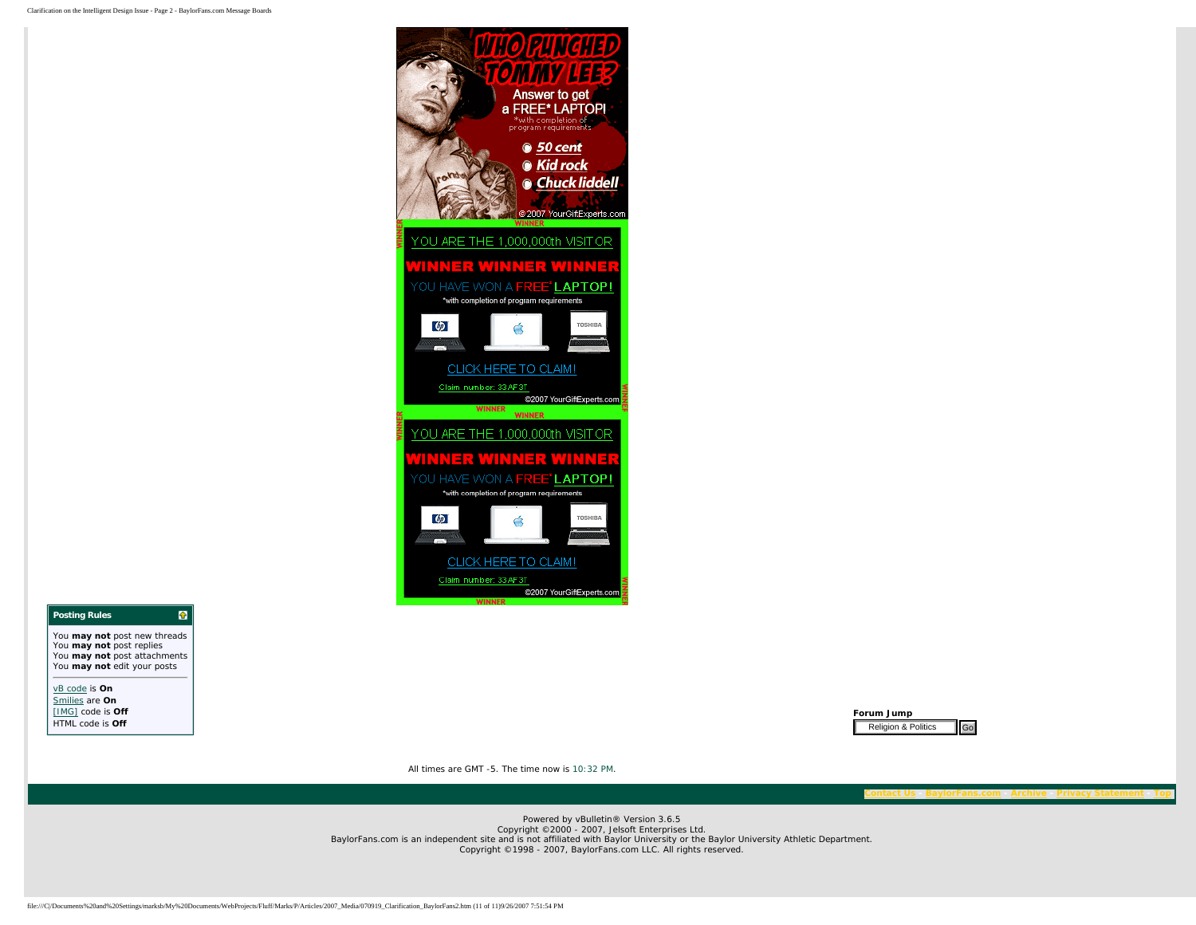WHO PUNCHED TOMMY LEE?

Answer to get a FREE* LAPTOP!
*with completion of program requirements

- 50 cent
- Kid rock
- Chuck liddell

© 2007 YourGiftExperts.com

YOU ARE THE 1,000,000th VISITOR

WINNER WINNER WINNER

YOU HAVE WON A FREE* LAPTOP!

*with completion of program requirements

CLICK HERE TO CLAIM!

Claim number: 33AF3T

©2007 YourGiftExperts.com

YOU ARE THE 1,000,000th VISITOR

WINNER WINNER WINNER

YOU HAVE WON A FREE* LAPTOP!

*with completion of program requirements

CLICK HERE TO CLAIM!

Claim number: 33AF3T

©2007 YourGiftExperts.com

**Posting Rules**

You **may not** post new threads
You **may not** post replies
You **may not** post attachments
You **may not** edit your posts

vB code is **On**
Smilies are **On**
[IMG] code is **Off**
HTML code is **Off**

**Forum Jump**

Religion & Politics | Go

All times are GMT -5. The time now is 10:32 PM.

Contact Us - BaylorFans.com - Archive - Privacy Statement - Top

Powered by vBulletin® Version 3.6.5
Copyright ©2000 - 2007, Jelsoft Enterprises Ltd.
BaylorFans.com is an independent site and is not affiliated with Baylor University or the Baylor University Athletic Department.
Copyright ©1998 - 2007, BaylorFans.com LLC. All rights reserved.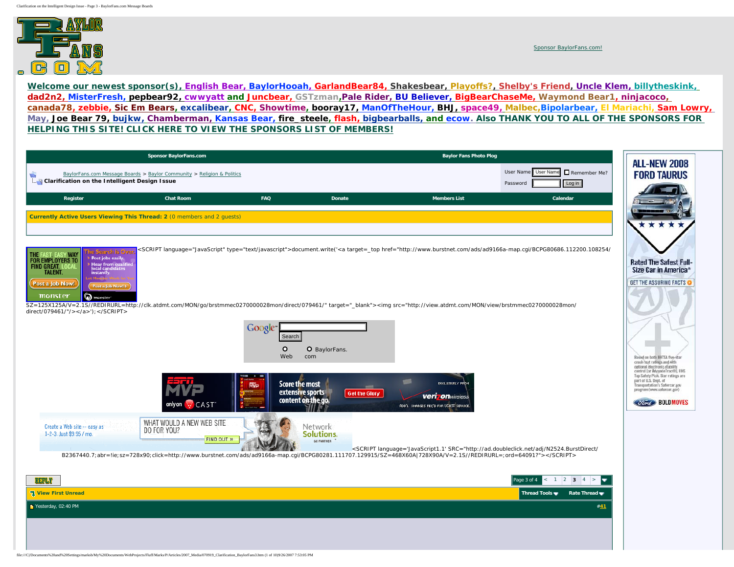Sponsor BaylorFans.com!

**Welcome our newest sponsor(s), English Bear, BaylorHooah, GarlandBear84, Shakesbear, Playoffs?, Shelby's Friend, Uncle Klem, billytheskink, dad2n2, MisterFresh, pepbear92, cwwyatt and Juncbear, GSTzman, Pale Rider, BU Believer, BigBearChaseMe, Waymond Bear1, ninjacoco, canada78, zebbie, Sic Em Bears, excalibear, CNC, Showtime, booray17, ManOfTheHour, BHJ, space49, Malbec, Bipolarbear, El Mariachi, Sam Lowry, May, Joe Bear 79, bujkw, Chamberman, Kansas Bear, fire_steele, flash, bigbearballs, and ecow. Also THANK YOU TO ALL OF THE SPONSORS FOR HELPING THIS SITE! CLICK HERE TO VIEW THE SPONSORS LIST OF MEMBERS!**

Sponsor BaylorFans.com | Baylor Fans Photo Plog

BaylorFans.com Message Boards > Baylor Community > Religion & Politics

**Clarification on the Intelligent Design Issue**

User Name [User Name] Remember Me?
Password [ ] Log in

Register | Chat Room | FAQ | Donate | Members List | Calendar

**Currently Active Users Viewing This Thread: 2** (0 members and 2 guests)

<SCRIPT language="JavaScript" type="text/javascript">document.write('<a target=_top href="http://www.burstnet.com/ads/ad9166a-map.cgi/BCPG80686.112200.108254/SZ=125X125A/V=2.1S//REDIRURL=http://clk.atdmt.com/MON/go/brstmmec0270000028mon/direct/079461/" target="_blank"><img src="http://view.atdmt.com/MON/view/brstmmec0270000028mon/direct/079461/"/></a>');</SCRIPT>

Google [ ] Search
Web BaylorFans.com

<SCRIPT language='JavaScript1.1' SRC="http://ad.doubleclick.net/adj/N2524.BurstDirect/B2367440.7;abr=!ie;sz=728x90;click=http://www.burstnet.com/ads/ad9166a-map.cgi/BCPG80281.111707.129915/SZ=468X60A|728X90A/V=2.1S//REDIRURL=;ord=64091?"></SCRIPT>

REPLY | Page 3 of 4 < 1 2 **3** 4 >

View First Unread | Thread Tools | Rate Thread

Yesterday, 02:40 PM | #41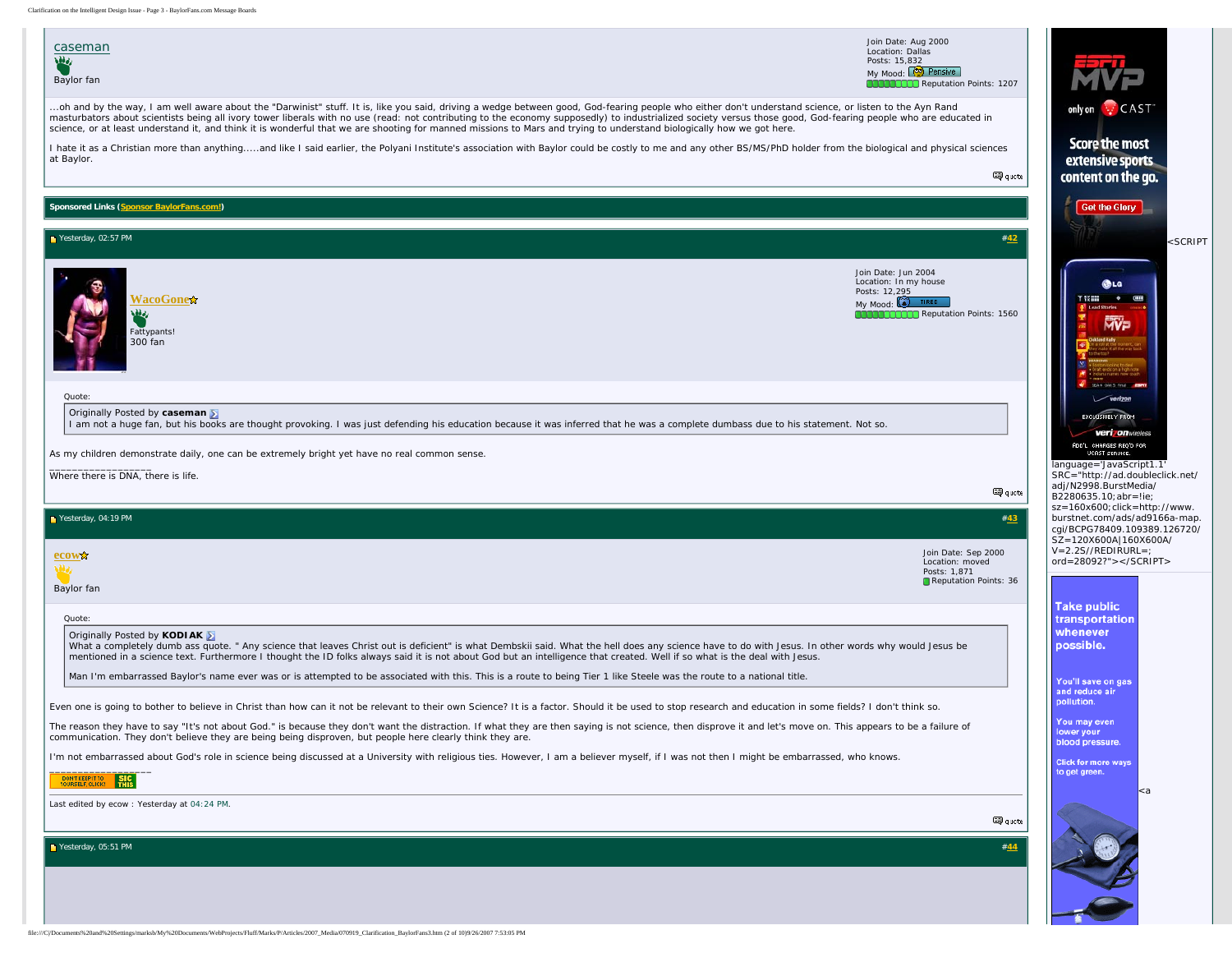caseman

Baylor fan

Join Date: Aug 2000
Location: Dallas
Posts: 15,832
My Mood: Pensive
Reputation Points: 1207

...oh and by the way, I am well aware about the "Darwinist" stuff. It is, like you said, driving a wedge between good, God-fearing people who either don't understand science, or listen to the Ayn Rand masturbators about scientists being all ivory tower liberals with no use (read: not contributing to the economy supposedly) to industrialized society versus those good, God-fearing people who are educated in science, or at least understand it, and think it is wonderful that we are shooting for manned missions to Mars and trying to understand biologically how we got here.

I hate it as a Christian more than anything.....and like I said earlier, the Polyani Institute's association with Baylor could be costly to me and any other BS/MS/PhD holder from the biological and physical sciences at Baylor.

quote

**Sponsored Links (Sponsor BaylorFans.com!)**

Yesterday, 02:57 PM #42

WacoGone

Fattypants!
300 fan

Join Date: Jun 2004
Location: In my house
Posts: 12,295
My Mood: TIRED
Reputation Points: 1560

Quote:

> Originally Posted by **caseman**
> I am not a huge fan, but his books are thought provoking. I was just defending his education because it was inferred that he was a complete dumbass due to his statement. Not so.

As my children demonstrate daily, one can be extremely bright yet have no real common sense.

__________________
Where there is DNA, there is life.

quote

Yesterday, 04:19 PM #43

ecow

Baylor fan

Join Date: Sep 2000
Location: moved
Posts: 1,871
Reputation Points: 36

Quote:

> Originally Posted by **KODIAK**
> What a completely dumb ass quote. " Any science that leaves Christ out is deficient" is what Dembskii said. What the hell does any science have to do with Jesus. In other words why would Jesus be mentioned in a science text. Furthermore I thought the ID folks always said it is not about God but an intelligence that created. Well if so what is the deal with Jesus.
>
> Man I'm embarrassed Baylor's name ever was or is attempted to be associated with this. This is a route to being Tier 1 like Steele was the route to a national title.

Even one is going to bother to believe in Christ than how can it not be relevant to their own Science? It is a factor. Should it be used to stop research and education in some fields? I don't think so.

The reason they have to say "It's not about God." is because they don't want the distraction. If what they are then saying is not science, then disprove it and let's move on. This appears to be a failure of communication. They don't believe they are being being disproven, but people here clearly think they are.

I'm not embarrassed about God's role in science being discussed at a University with religious ties. However, I am a believer myself, if I was not then I might be embarrassed, who knows.

__________________
DON'T KEEP IT TO YOURSELF. CLICK! SIC THIS

Last edited by ecow : Yesterday at 04:24 PM.

quote

Yesterday, 05:51 PM #44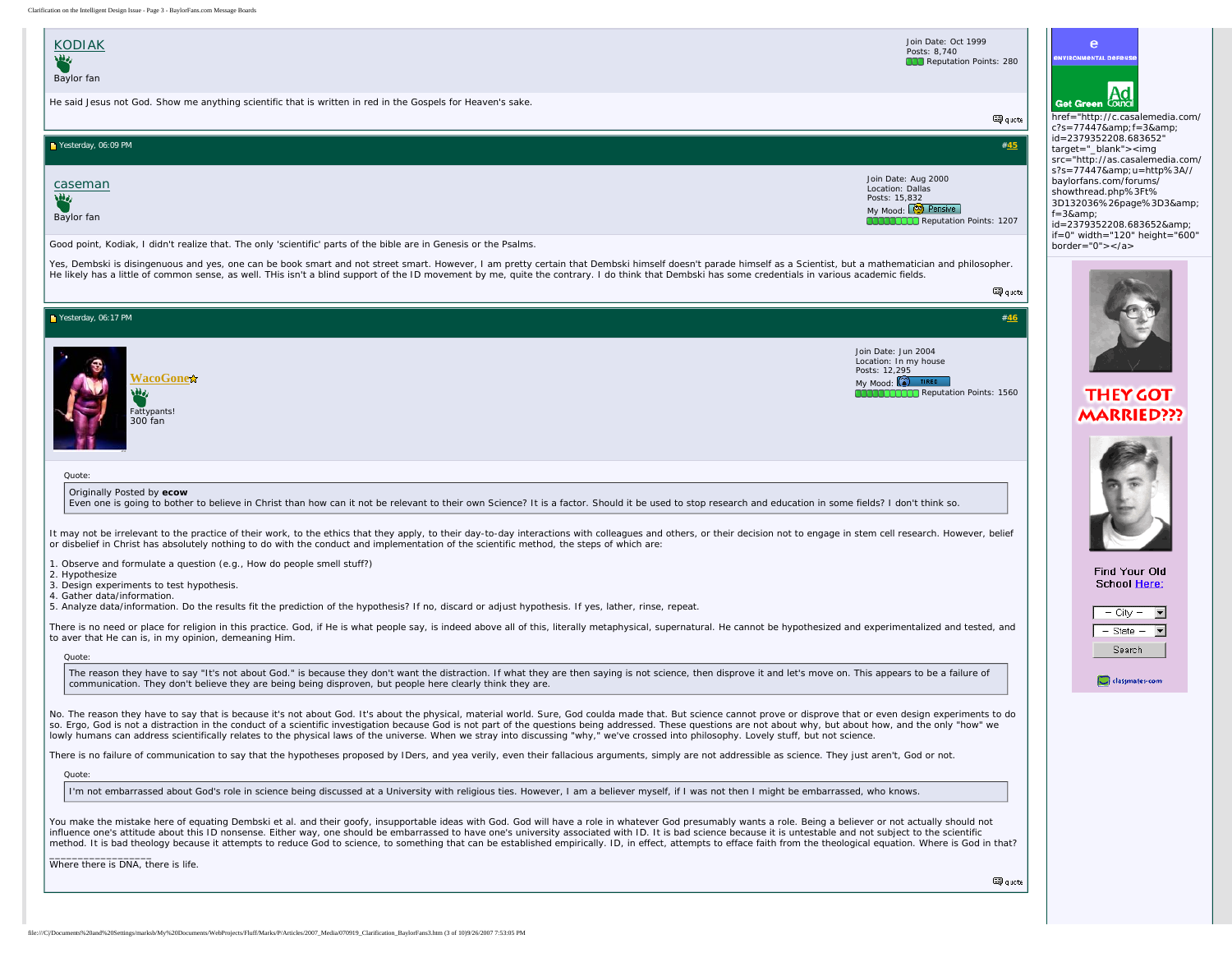**KODIAK**

Baylor fan

Join Date: Oct 1999
Posts: 8,740
Reputation Points: 280

He said Jesus not God. Show me anything scientific that is written in red in the Gospels for Heaven's sake.

quote

---

Yesterday, 06:09 PM #45

**caseman**

Baylor fan

Join Date: Aug 2000
Location: Dallas
Posts: 15,832
My Mood: Pensive
Reputation Points: 1207

Good point, Kodiak, I didn't realize that. The only 'scientific' parts of the bible are in Genesis or the Psalms.

Yes, Dembski is disingenuous and yes, one can be book smart and not street smart. However, I am pretty certain that Dembski himself doesn't parade himself as a Scientist, but a mathematician and philosopher. He likely has a little of common sense, as well. THis isn't a blind support of the ID movement by me, quite the contrary. I do think that Dembski has some credentials in various academic fields.

quote

---

Yesterday, 06:17 PM #46

**WacoGone**

Fattypants!
300 fan

Join Date: Jun 2004
Location: In my house
Posts: 12,295
My Mood: TIRED
Reputation Points: 1560

Quote:

> Originally Posted by **ecow**
> Even one is going to bother to believe in Christ than how can it not be relevant to their own Science? It is a factor. Should it be used to stop research and education in some fields? I don't think so.

It may not be irrelevant to the practice of their work, to the ethics that they apply, to their day-to-day interactions with colleagues and others, or their decision not to engage in stem cell research. However, belief or disbelief in Christ has absolutely nothing to do with the conduct and implementation of the scientific method, the steps of which are:

1. Observe and formulate a question (e.g., How do people smell stuff?)
2. Hypothesize
3. Design experiments to test hypothesis.
4. Gather data/information.
5. Analyze data/information. Do the results fit the prediction of the hypothesis? If no, discard or adjust hypothesis. If yes, lather, rinse, repeat.

There is no need or place for religion in this practice. God, if He is what people say, is indeed above all of this, literally metaphysical, supernatural. He cannot be hypothesized and experimentalized and tested, and to aver that He can is, in my opinion, demeaning Him.

Quote:

> The reason they have to say "It's not about God." is because they don't want the distraction. If what they are then saying is not science, then disprove it and let's move on. This appears to be a failure of communication. They don't believe they are being being disproven, but people here clearly think they are.

No. The reason they have to say that is because it's not about God. It's about the physical, material world. Sure, God coulda made that. But science cannot prove or disprove that or even design experiments to do so. Ergo, God is not a distraction in the conduct of a scientific investigation because God is not part of the questions being addressed. These questions are not about why, but about how, and the only "how" we lowly humans can address scientifically relates to the physical laws of the universe. When we stray into discussing "why," we've crossed into philosophy. Lovely stuff, but not science.

There is no failure of communication to say that the hypotheses proposed by IDers, and yea verily, even their fallacious arguments, simply are not addressible as science. They just aren't, God or not.

Quote:

> I'm not embarrassed about God's role in science being discussed at a University with religious ties. However, I am a believer myself, if I was not then I might be embarrassed, who knows.

You make the mistake here of equating Dembski et al. and their goofy, insupportable ideas with God. God will have a role in whatever God presumably wants a role. Being a believer or not actually should not influence one's attitude about this ID nonsense. Either way, one should be embarrassed to have one's university associated with ID. It is bad science because it is untestable and not subject to the scientific method. It is bad theology because it attempts to reduce God to science, to something that can be established empirically. ID, in effect, attempts to efface faith from the theological equation. Where is God in that?

__________________
Where there is DNA, there is life.

quote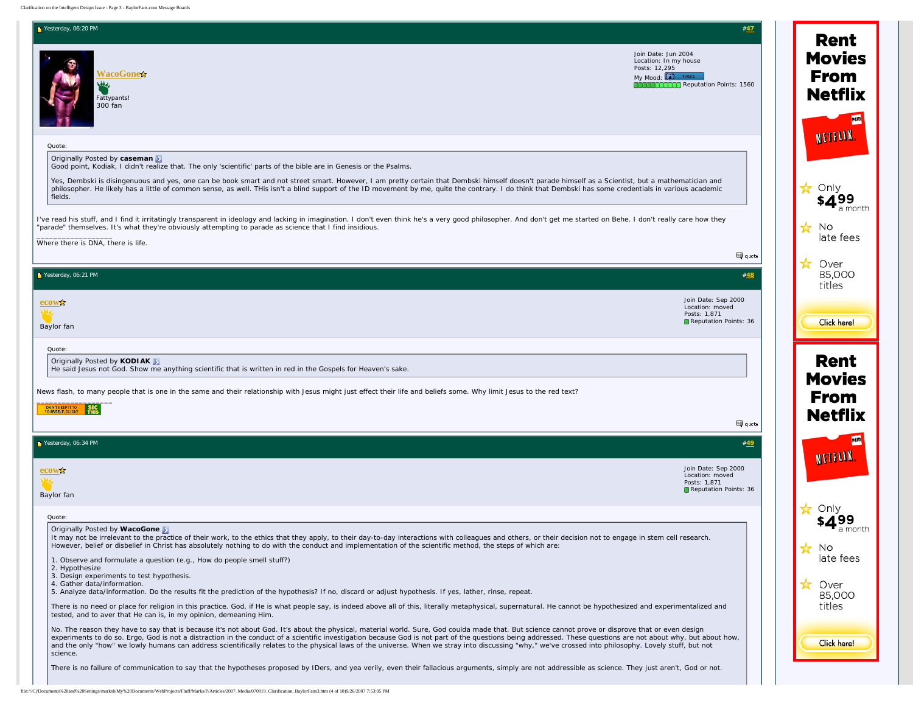Yesterday, 06:20 PM #47

**WacoGone**

Fattypants!
300 fan

Join Date: Jun 2004
Location: In my house
Posts: 12,295
My Mood: TIRED
Reputation Points: 1560

Quote:

> Originally Posted by **caseman**
> Good point, Kodiak, I didn't realize that. The only 'scientific' parts of the bible are in Genesis or the Psalms.
>
> Yes, Dembski is disingenuous and yes, one can be book smart and not street smart. However, I am pretty certain that Dembski himself doesn't parade himself as a Scientist, but a mathematician and philosopher. He likely has a little of common sense, as well. THis isn't a blind support of the ID movement by me, quite the contrary. I do think that Dembski has some credentials in various academic fields.

I've read his stuff, and I find it irritatingly transparent in ideology and lacking in imagination. I don't even think he's a very good philosopher. And don't get me started on Behe. I don't really care how they "parade" themselves. It's what they're obviously attempting to parade as science that I find insidious.

__________________
Where there is DNA, there is life.

quote

Yesterday, 06:21 PM #48

**ecow**

Baylor fan

Join Date: Sep 2000
Location: moved
Posts: 1,871
Reputation Points: 36

Quote:

> Originally Posted by **KODIAK**
> He said Jesus not God. Show me anything scientific that is written in red in the Gospels for Heaven's sake.

News flash, to many people that is one in the same and their relationship with Jesus might just effect their life and beliefs some. Why limit Jesus to the red text?

__________________
DON'T KEEP IT TO YOURSELF, CLICK! SIC THIS

quote

Yesterday, 06:34 PM #49

**ecow**

Baylor fan

Join Date: Sep 2000
Location: moved
Posts: 1,871
Reputation Points: 36

Quote:

> Originally Posted by **WacoGone**
> It may not be irrelevant to the practice of their work, to the ethics that they apply, to their day-to-day interactions with colleagues and others, or their decision not to engage in stem cell research. However, belief or disbelief in Christ has absolutely nothing to do with the conduct and implementation of the scientific method, the steps of which are:
>
> 1. Observe and formulate a question (e.g., How do people smell stuff?)
> 2. Hypothesize
> 3. Design experiments to test hypothesis.
> 4. Gather data/information.
> 5. Analyze data/information. Do the results fit the prediction of the hypothesis? If no, discard or adjust hypothesis. If yes, lather, rinse, repeat.
>
> There is no need or place for religion in this practice. God, if He is what people say, is indeed above all of this, literally metaphysical, supernatural. He cannot be hypothesized and experimentalized and tested, and to aver that He can is, in my opinion, demeaning Him.
>
> No. The reason they have to say that is because it's not about God. It's about the physical, material world. Sure, God coulda made that. But science cannot prove or disprove that or even design experiments to do so. Ergo, God is not a distraction in the conduct of a scientific investigation because God is not part of the questions being addressed. These questions are not about why, but about how, and the only "how" we lowly humans can address scientifically relates to the physical laws of the universe. When we stray into discussing "why," we've crossed into philosophy. Lovely stuff, but not science.
>
> There is no failure of communication to say that the hypotheses proposed by IDers, and yea verily, even their fallacious arguments, simply are not addressible as science. They just aren't, God or not.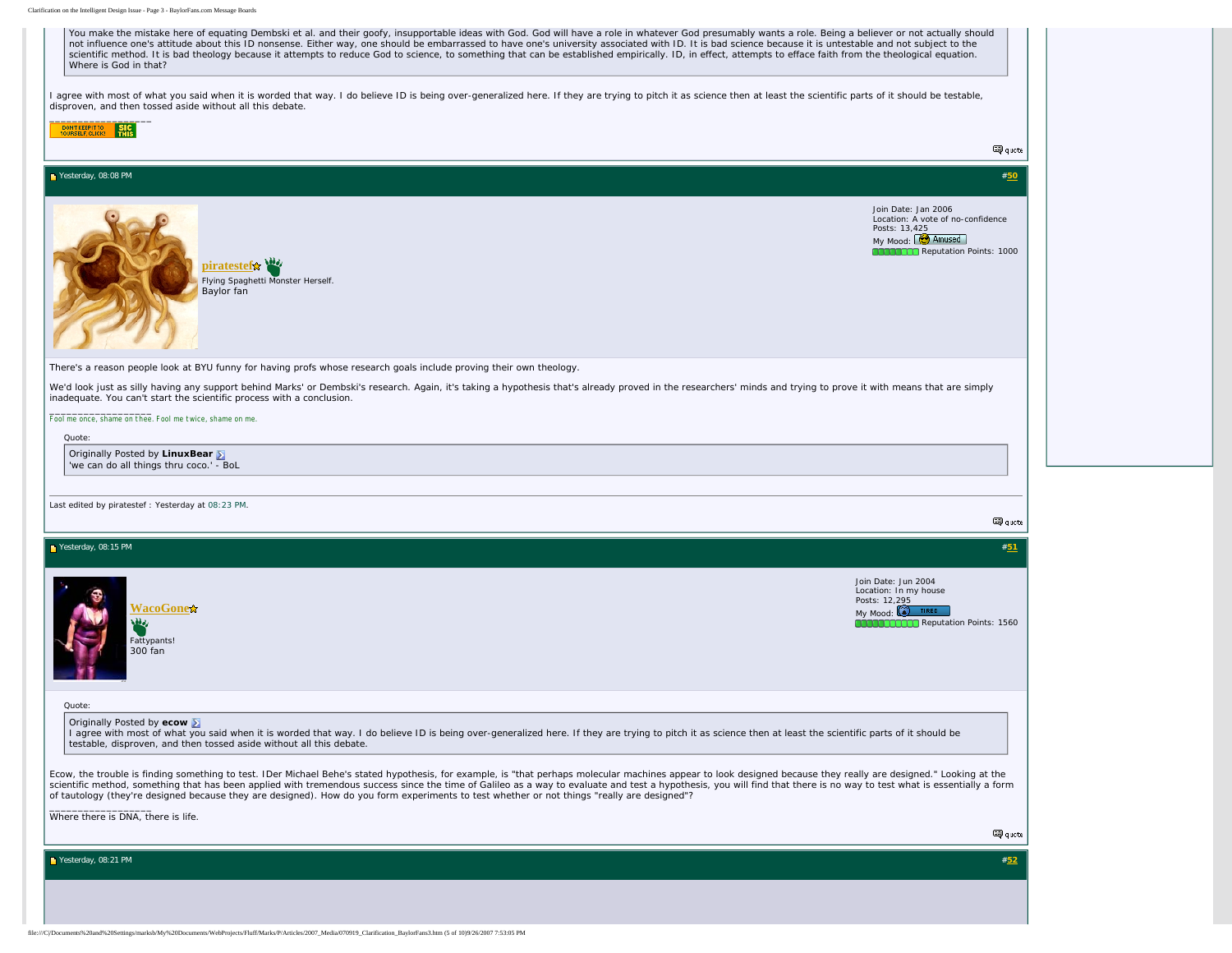> You make the mistake here of equating Dembski et al. and their goofy, insupportable ideas with God. God will have a role in whatever God presumably wants a role. Being a believer or not actually should not influence one's attitude about this ID nonsense. Either way, one should be embarrassed to have one's university associated with ID. It is bad science because it is untestable and not subject to the scientific method. It is bad theology because it attempts to reduce God to science, to something that can be established empirically. ID, in effect, attempts to efface faith from the theological equation. Where is God in that?

I agree with most of what you said when it is worded that way. I do believe ID is being over-generalized here. If they are trying to pitch it as science then at least the scientific parts of it should be testable, disproven, and then tossed aside without all this debate.

__________________

DONT KEEP IT TO YOURSELF CLICK! SIC THIS

quote

---

Yesterday, 08:08 PM #50

**piratestef**
Flying Spaghetti Monster Herself.
Baylor fan

Join Date: Jan 2006
Location: A vote of no-confidence
Posts: 13,425
My Mood: Amused
Reputation Points: 1000

There's a reason people look at BYU funny for having profs whose research goals include proving their own theology.

We'd look just as silly having any support behind Marks' or Dembski's research. Again, it's taking a hypothesis that's already proved in the researchers' minds and trying to prove it with means that are simply inadequate. You can't start the scientific process with a conclusion.

__________________

Fool me once, shame on thee. Fool me twice, shame on me.

Quote:

> Originally Posted by **LinuxBear**
> 'we can do all things thru coco.' - BoL

Last edited by piratestef : Yesterday at 08:23 PM.

quote

---

Yesterday, 08:15 PM #51

**WacoGone**
Fattypants!
300 fan

Join Date: Jun 2004
Location: In my house
Posts: 12,295
My Mood: TIRED
Reputation Points: 1560

Quote:

> Originally Posted by **ecow**
> I agree with most of what you said when it is worded that way. I do believe ID is being over-generalized here. If they are trying to pitch it as science then at least the scientific parts of it should be testable, disproven, and then tossed aside without all this debate.

Ecow, the trouble is finding something to test. IDer Michael Behe's stated hypothesis, for example, is "that perhaps molecular machines appear to look designed because they really are designed." Looking at the scientific method, something that has been applied with tremendous success since the time of Galileo as a way to evaluate and test a hypothesis, you will find that there is no way to test what is essentially a form of tautology (they're designed because they are designed). How do you form experiments to test whether or not things "really are designed"?

__________________

Where there is DNA, there is life.

quote

---

Yesterday, 08:21 PM #52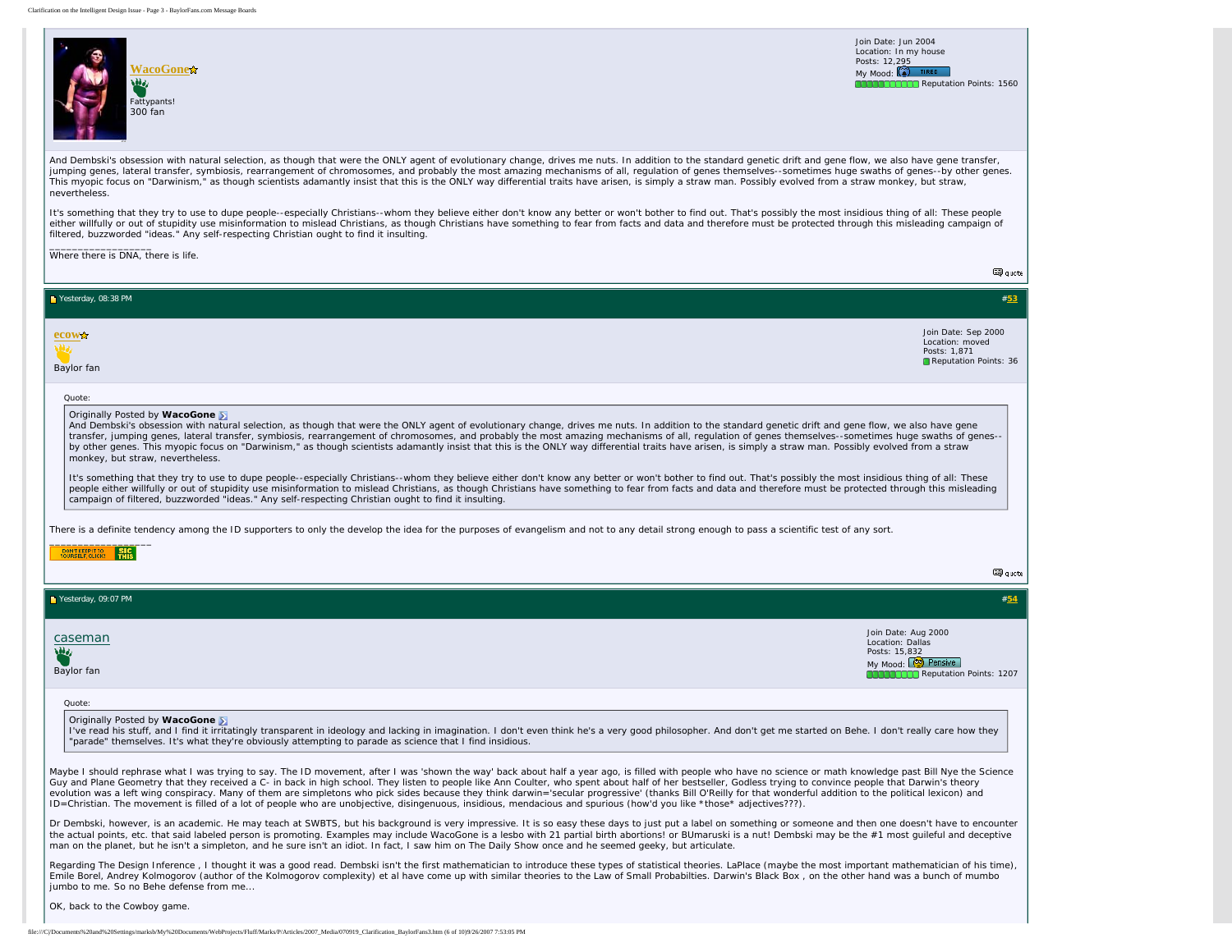**WacoGone**

Fattypants!
300 fan

Join Date: Jun 2004
Location: In my house
Posts: 12,295
My Mood: TIRED
Reputation Points: 1560

And Dembski's obsession with natural selection, as though that were the ONLY agent of evolutionary change, drives me nuts. In addition to the standard genetic drift and gene flow, we also have gene transfer, jumping genes, lateral transfer, symbiosis, rearrangement of chromosomes, and probably the most amazing mechanisms of all, regulation of genes themselves--sometimes huge swaths of genes--by other genes. This myopic focus on "Darwinism," as though scientists adamantly insist that this is the ONLY way differential traits have arisen, is simply a straw man. Possibly evolved from a straw monkey, but straw, nevertheless.

It's something that they try to use to dupe people--especially Christians--whom they believe either don't know any better or won't bother to find out. That's possibly the most insidious thing of all: These people either willfully or out of stupidity use misinformation to mislead Christians, as though Christians have something to fear from facts and data and therefore must be protected through this misleading campaign of filtered, buzzworded "ideas." Any self-respecting Christian ought to find it insulting.

__________________
Where there is DNA, there is life.

---

Yesterday, 08:38 PM #53

**ecow**

Baylor fan

Join Date: Sep 2000
Location: moved
Posts: 1,871
Reputation Points: 36

> Quote:
>
> Originally Posted by **WacoGone**
>
> And Dembski's obsession with natural selection, as though that were the ONLY agent of evolutionary change, drives me nuts. In addition to the standard genetic drift and gene flow, we also have gene transfer, jumping genes, lateral transfer, symbiosis, rearrangement of chromosomes, and probably the most amazing mechanisms of all, regulation of genes themselves--sometimes huge swaths of genes--by other genes. This myopic focus on "Darwinism," as though scientists adamantly insist that this is the ONLY way differential traits have arisen, is simply a straw man. Possibly evolved from a straw monkey, but straw, nevertheless.
>
> It's something that they try to use to dupe people--especially Christians--whom they believe either don't know any better or won't bother to find out. That's possibly the most insidious thing of all: These people either willfully or out of stupidity use misinformation to mislead Christians, as though Christians have something to fear from facts and data and therefore must be protected through this misleading campaign of filtered, buzzworded "ideas." Any self-respecting Christian ought to find it insulting.

There is a definite tendency among the ID supporters to only the develop the idea for the purposes of evangelism and not to any detail strong enough to pass a scientific test of any sort.

__________________
DON'T KEEP IT TO YOURSELF CLICK! SIC THIS

---

Yesterday, 09:07 PM #54

**caseman**

Baylor fan

Join Date: Aug 2000
Location: Dallas
Posts: 15,832
My Mood: Pensive
Reputation Points: 1207

> Quote:
>
> Originally Posted by **WacoGone**
>
> I've read his stuff, and I find it irritatingly transparent in ideology and lacking in imagination. I don't even think he's a very good philosopher. And don't get me started on Behe. I don't really care how they "parade" themselves. It's what they're obviously attempting to parade as science that I find insidious.

Maybe I should rephrase what I was trying to say. The ID movement, after I was 'shown the way' back about half a year ago, is filled with people who have no science or math knowledge past Bill Nye the Science Guy and Plane Geometry that they received a C- in back in high school. They listen to people like Ann Coulter, who spent about half of her bestseller, Godless trying to convince people that Darwin's theory evolution was a left wing conspiracy. Many of them are simpletons who pick sides because they think darwin='secular progressive' (thanks Bill O'Reilly for that wonderful addition to the political lexicon) and ID=Christian. The movement is filled of a lot of people who are unobjective, disingenuous, insidious, mendacious and spurious (how'd you like *those* adjectives???).

Dr Dembski, however, is an academic. He may teach at SWBTS, but his background is very impressive. It is so easy these days to just put a label on something or someone and then one doesn't have to encounter the actual points, etc. that said labeled person is promoting. Examples may include WacoGone is a lesbo with 21 partial birth abortions! or BUmaruski is a nut! Dembski may be the #1 most guileful and deceptive man on the planet, but he isn't a simpleton, and he sure isn't an idiot. In fact, I saw him on The Daily Show once and he seemed geeky, but articulate.

Regarding The Design Inference , I thought it was a good read. Dembski isn't the first mathematician to introduce these types of statistical theories. LaPlace (maybe the most important mathematician of his time), Emile Borel, Andrey Kolmogorov (author of the Kolmogorov complexity) et al have come up with similar theories to the Law of Small Probabilties. Darwin's Black Box , on the other hand was a bunch of mumbo jumbo to me. So no Behe defense from me...

OK, back to the Cowboy game.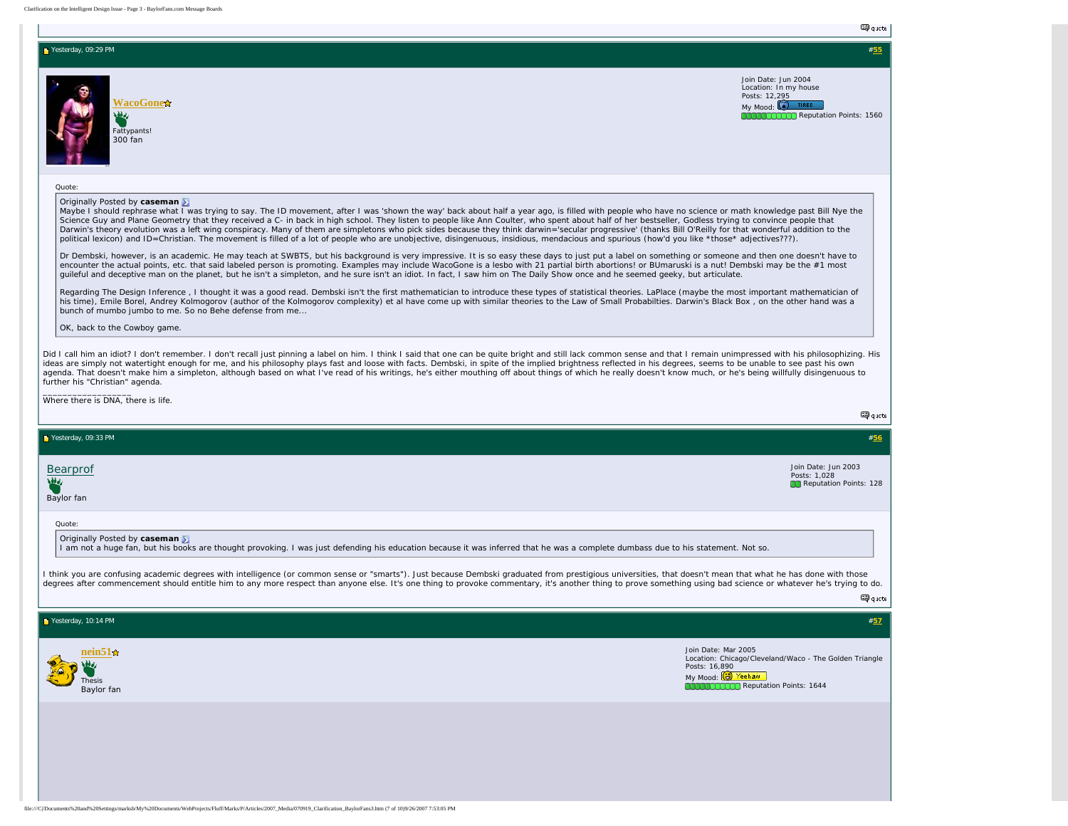Yesterday, 09:29 PM #55

**WacoGone**

Fattypants!
300 fan

Join Date: Jun 2004
Location: In my house
Posts: 12,295
My Mood: TIRED
Reputation Points: 1560

Quote:

> Originally Posted by **caseman**
>
> Maybe I should rephrase what I was trying to say. The ID movement, after I was 'shown the way' back about half a year ago, is filled with people who have no science or math knowledge past Bill Nye the Science Guy and Plane Geometry that they received a C- in back in high school. They listen to people like Ann Coulter, who spent about half of her bestseller, Godless trying to convince people that Darwin's theory evolution was a left wing conspiracy. Many of them are simpletons who pick sides because they think darwin='secular progressive' (thanks Bill O'Reilly for that wonderful addition to the political lexicon) and ID=Christian. The movement is filled of a lot of people who are unobjective, disingenuous, insidious, mendacious and spurious (how'd you like *those* adjectives???).
>
> Dr Dembski, however, is an academic. He may teach at SWBTS, but his background is very impressive. It is so easy these days to just put a label on something or someone and then one doesn't have to encounter the actual points, etc. that said labeled person is promoting. Examples may include WacoGone is a lesbo with 21 partial birth abortions! or BUmaruski is a nut! Dembski may be the #1 most guileful and deceptive man on the planet, but he isn't a simpleton, and he sure isn't an idiot. In fact, I saw him on The Daily Show once and he seemed geeky, but articulate.
>
> Regarding The Design Inference , I thought it was a good read. Dembski isn't the first mathematician to introduce these types of statistical theories. LaPlace (maybe the most important mathematician of his time), Emile Borel, Andrey Kolmogorov (author of the Kolmogorov complexity) et al have come up with similar theories to the Law of Small Probabilties. Darwin's Black Box , on the other hand was a bunch of mumbo jumbo to me. So no Behe defense from me...
>
> OK, back to the Cowboy game.

Did I call him an idiot? I don't remember. I don't recall just pinning a label on him. I think I said that one can be quite bright and still lack common sense and that I remain unimpressed with his philosophizing. His ideas are simply not watertight enough for me, and his philosophy plays fast and loose with facts. Dembski, in spite of the implied brightness reflected in his degrees, seems to be unable to see past his own agenda. That doesn't make him a simpleton, although based on what I've read of his writings, he's either mouthing off about things of which he really doesn't know much, or he's being willfully disingenuous to further his "Christian" agenda.

__________________
Where there is DNA, there is life.

---

Yesterday, 09:33 PM #56

**Bearprof**

Baylor fan

Join Date: Jun 2003
Posts: 1,028
Reputation Points: 128

Quote:

> Originally Posted by **caseman**
>
> I am not a huge fan, but his books are thought provoking. I was just defending his education because it was inferred that he was a complete dumbass due to his statement. Not so.

I think you are confusing academic degrees with intelligence (or common sense or "smarts"). Just because Dembski graduated from prestigious universities, that doesn't mean that what he has done with those degrees after commencement should entitle him to any more respect than anyone else. It's one thing to provoke commentary, it's another thing to prove something using bad science or whatever he's trying to do.

---

Yesterday, 10:14 PM #57

**nein51**

Thesis
Baylor fan

Join Date: Mar 2005
Location: Chicago/Cleveland/Waco - The Golden Triangle
Posts: 16,890
My Mood: Yeehaw
Reputation Points: 1644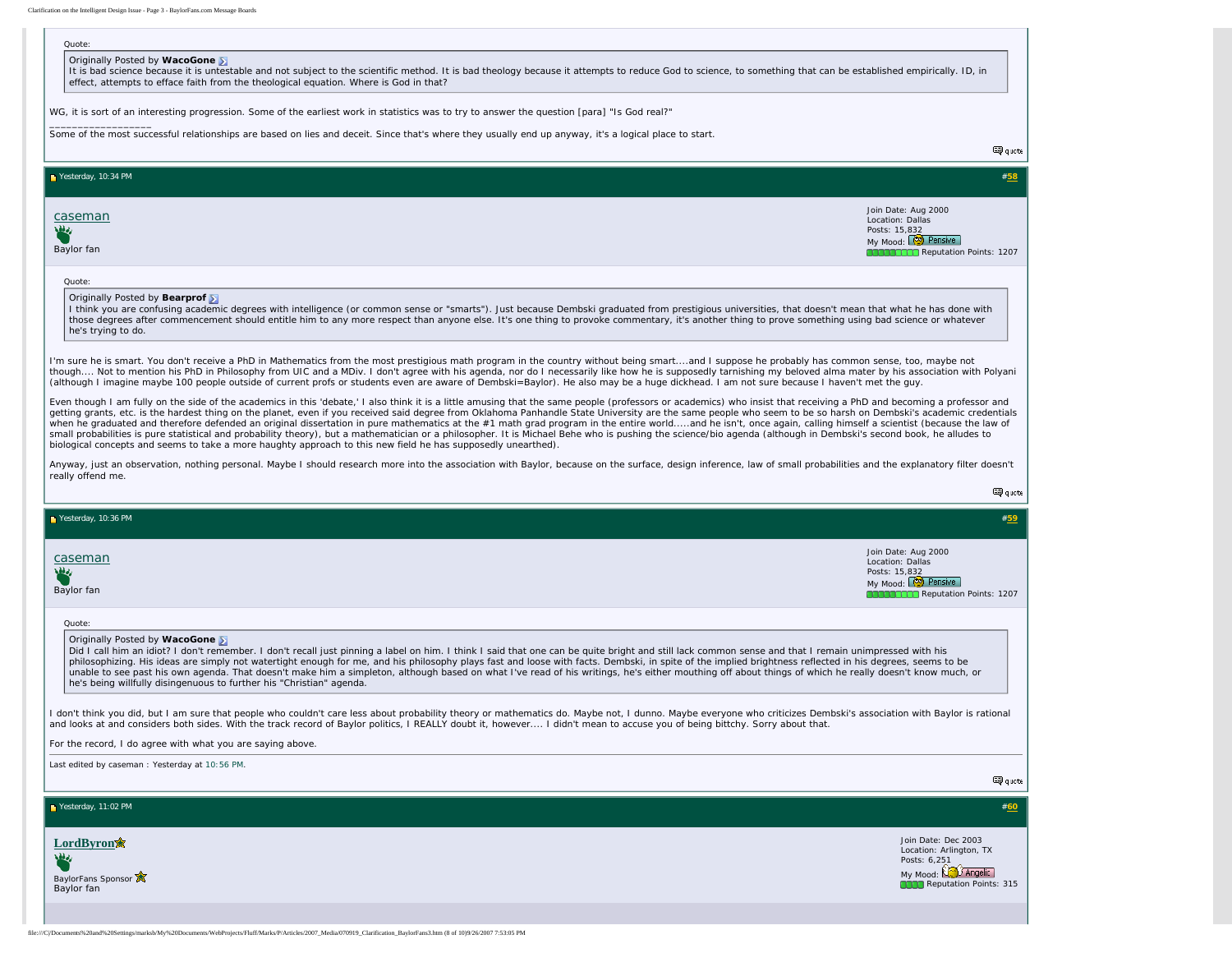Quote:

> Originally Posted by **WacoGone**
> It is bad science because it is untestable and not subject to the scientific method. It is bad theology because it attempts to reduce God to science, to something that can be established empirically. ID, in effect, attempts to efface faith from the theological equation. Where is God in that?

WG, it is sort of an interesting progression. Some of the earliest work in statistics was to try to answer the question [para] "Is God real?"

__________________
Some of the most successful relationships are based on lies and deceit. Since that's where they usually end up anyway, it's a logical place to start.

quote

---

Yesterday, 10:34 PM #58

**caseman**
Baylor fan

Join Date: Aug 2000
Location: Dallas
Posts: 15,832
My Mood: Pensive
Reputation Points: 1207

Quote:

> Originally Posted by **Bearprof**
> I think you are confusing academic degrees with intelligence (or common sense or "smarts"). Just because Dembski graduated from prestigious universities, that doesn't mean that what he has done with those degrees after commencement should entitle him to any more respect than anyone else. It's one thing to provoke commentary, it's another thing to prove something using bad science or whatever he's trying to do.

I'm sure he is smart. You don't receive a PhD in Mathematics from the most prestigious math program in the country without being smart....and I suppose he probably has common sense, too, maybe not though.... Not to mention his PhD in Philosophy from UIC and a MDiv. I don't agree with his agenda, nor do I necessarily like how he is supposedly tarnishing my beloved alma mater by his association with Polyani (although I imagine maybe 100 people outside of current profs or students even are aware of Dembski=Baylor). He also may be a huge dickhead. I am not sure because I haven't met the guy.

Even though I am fully on the side of the academics in this 'debate,' I also think it is a little amusing that the same people (professors or academics) who insist that receiving a PhD and becoming a professor and getting grants, etc. is the hardest thing on the planet, even if you received said degree from Oklahoma Panhandle State University are the same people who seem to be so harsh on Dembski's academic credentials when he graduated and therefore defended an original dissertation in pure mathematics at the #1 math grad program in the entire world.....and he isn't, once again, calling himself a scientist (because the law of small probabilities is pure statistical and probability theory), but a mathematician or a philosopher. It is Michael Behe who is pushing the science/bio agenda (although in Dembski's second book, he alludes to biological concepts and seems to take a more haughty approach to this new field he has supposedly unearthed).

Anyway, just an observation, nothing personal. Maybe I should research more into the association with Baylor, because on the surface, design inference, law of small probabilities and the explanatory filter doesn't really offend me.

quote

---

Yesterday, 10:36 PM #59

**caseman**
Baylor fan

Join Date: Aug 2000
Location: Dallas
Posts: 15,832
My Mood: Pensive
Reputation Points: 1207

Quote:

> Originally Posted by **WacoGone**
> Did I call him an idiot? I don't remember. I don't recall just pinning a label on him. I think I said that one can be quite bright and still lack common sense and that I remain unimpressed with his philosophizing. His ideas are simply not watertight enough for me, and his philosophy plays fast and loose with facts. Dembski, in spite of the implied brightness reflected in his degrees, seems to be unable to see past his own agenda. That doesn't make him a simpleton, although based on what I've read of his writings, he's either mouthing off about things of which he really doesn't know much, or he's being willfully disingenuous to further his "Christian" agenda.

I don't think you did, but I am sure that people who couldn't care less about probability theory or mathematics do. Maybe not, I dunno. Maybe everyone who criticizes Dembski's association with Baylor is rational and looks at and considers both sides. With the track record of Baylor politics, I REALLY doubt it, however.... I didn't mean to accuse you of being bittchy. Sorry about that.

For the record, I do agree with what you are saying above.

Last edited by caseman : Yesterday at 10:56 PM.

quote

---

Yesterday, 11:02 PM #60

**LordByron**
BaylorFans Sponsor
Baylor fan

Join Date: Dec 2003
Location: Arlington, TX
Posts: 6,251
My Mood: Angelic
Reputation Points: 315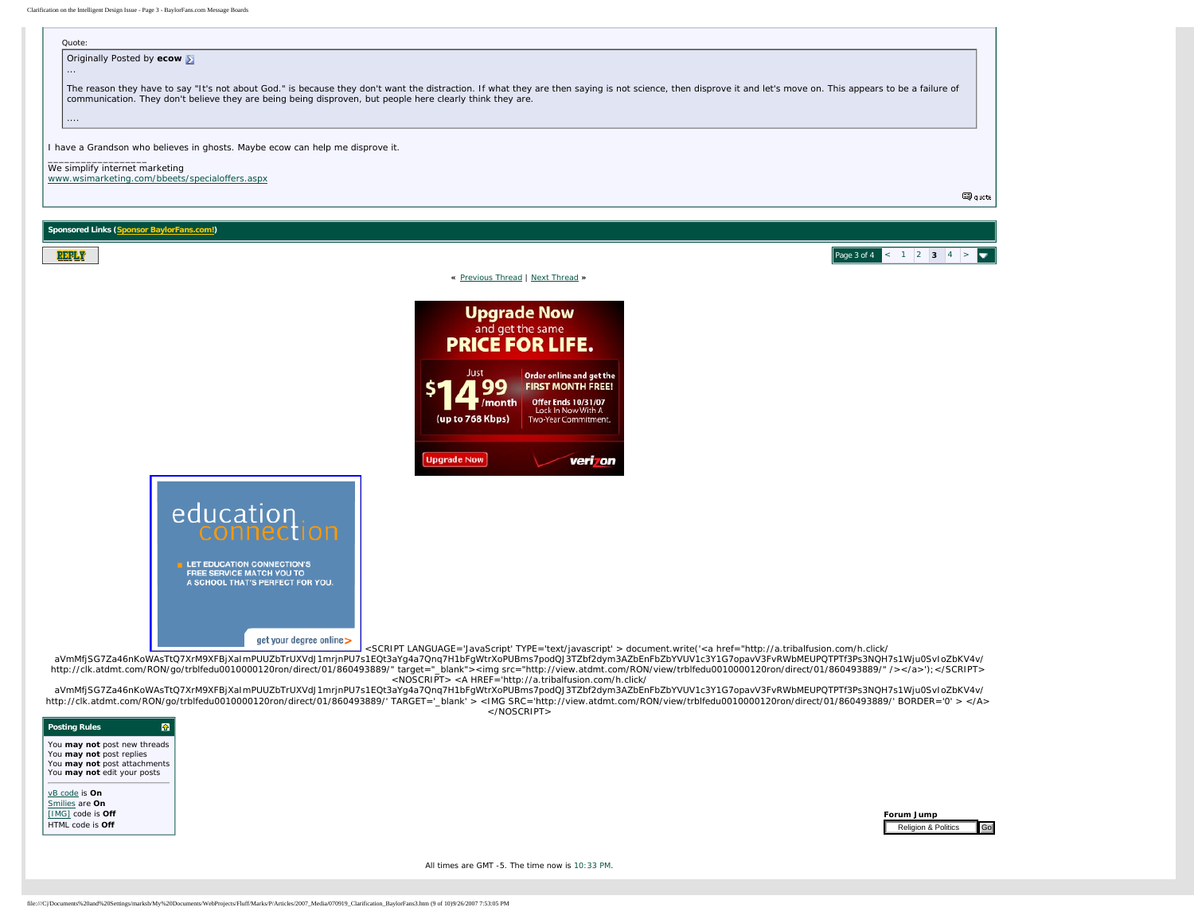Quote:

> Originally Posted by **ecow**
>
> ...
>
> The reason they have to say "It's not about God." is because they don't want the distraction. If what they are then saying is not science, then disprove it and let's move on. This appears to be a failure of communication. They don't believe they are being being disproven, but people here clearly think they are.
>
> ....

I have a Grandson who believes in ghosts. Maybe ecow can help me disprove it.

__________________
We simplify internet marketing
www.wsimarketing.com/bbeets/specialoffers.aspx

Quote

**Sponsored Links (Sponsor BaylorFans.com!)**

REPLY

Page 3 of 4 < 1 2 **3** 4 >

« Previous Thread | Next Thread »

<SCRIPT LANGUAGE='JavaScript' TYPE='text/javascript' > document.write('<a href="http://a.tribalfusion.com/h.click/aVmMfjSG7Za46nKoWASTtQ7XrM9XFBjXaImPUUZbTrUXVdJ1mrjnPU7s1EQt3aYg4a7Qnq7H1bFgWtrXoPUBms7podQJ3TZbf2dym3AZbEnFbZbYVUV1c3Y1G7opavV3FvRWbMEUPQTPTf3Ps3NQH7s1Wju0SvIoZbKV4v/http://clk.atdmt.com/RON/go/trblfedu0010000120ron/direct/01/860493889/" target="_blank"><img src="http://view.atdmt.com/RON/view/trblfedu0010000120ron/direct/01/860493889/" /></a>');</SCRIPT> <NOSCRIPT> <A HREF='http://a.tribalfusion.com/h.click/aVmMfjSG7Za46nKoWASTtQ7XrM9XFBjXaImPUUZbTrUXVdJ1mrjnPU7s1EQt3aYg4a7Qnq7H1bFgWtrXoPUBms7podQJ3TZbf2dym3AZbEnFbZbYVUV1c3Y1G7opavV3FvRWbMEUPQTPTf3Ps3NQH7s1Wju0SvIoZbKV4v/http://clk.atdmt.com/RON/go/trblfedu0010000120ron/direct/01/860493889/' TARGET='_blank' > <IMG SRC='http://view.atdmt.com/RON/view/trblfedu0010000120ron/direct/01/860493889/' BORDER='0' > </A> </NOSCRIPT>

**Posting Rules**

You **may not** post new threads
You **may not** post replies
You **may not** post attachments
You **may not** edit your posts

vB code is **On**
Smilies are **On**
[IMG] code is **Off**
HTML code is **Off**

**Forum Jump**
Religion & Politics Go

All times are GMT -5. The time now is 10:33 PM.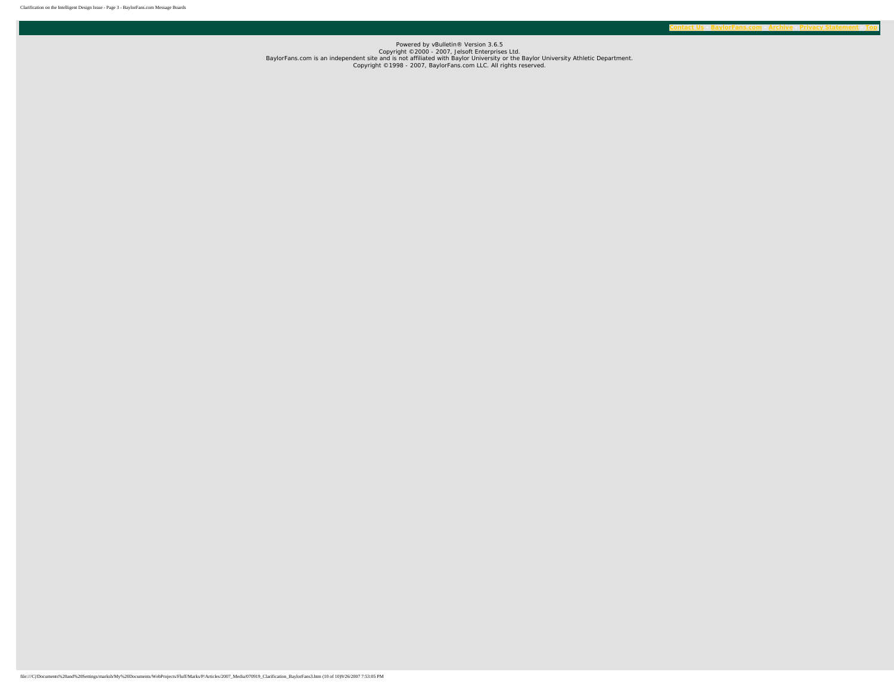Contact Us - BaylorFans.com - Archive - Privacy Statement - Top

Powered by vBulletin® Version 3.6.5
Copyright ©2000 - 2007, Jelsoft Enterprises Ltd.
BaylorFans.com is an independent site and is not affiliated with Baylor University or the Baylor University Athletic Department.
Copyright ©1998 - 2007, BaylorFans.com LLC. All rights reserved.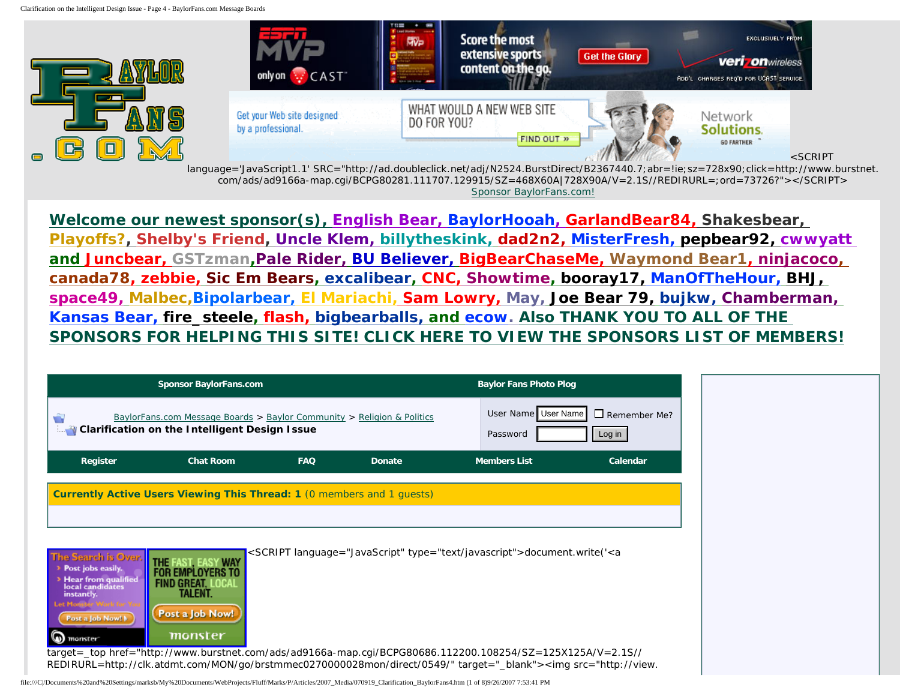<SCRIPT language='JavaScript1.1' SRC="http://ad.doubleclick.net/adj/N2524.BurstDirect/B2367440.7;abr=!ie;sz=728x90;click=http://www.burstnet.com/ads/ad9166a-map.cgi/BCPG80281.111707.129915/SZ=468X60A|728X90A/V=2.1S//REDIRURL=;ord=73726?"></SCRIPT>

Sponsor BaylorFans.com!

**Welcome our newest sponsor(s), English Bear, BaylorHooah, GarlandBear84, Shakesbear, Playoffs?, Shelby's Friend, Uncle Klem, billytheskink, dad2n2, MisterFresh, pepbear92, cwwyatt and Juncbear, GSTzman, Pale Rider, BU Believer, BigBearChaseMe, Waymond Bear1, ninjacoco, canada78, zebbie, Sic Em Bears, excalibear, CNC, Showtime, booray17, ManOfTheHour, BHJ, space49, Malbec, Bipolarbear, El Mariachi, Sam Lowry, May, Joe Bear 79, bujkw, Chamberman, Kansas Bear, fire_steele, flash, bigbearballs, and ecow. Also THANK YOU TO ALL OF THE SPONSORS FOR HELPING THIS SITE! CLICK HERE TO VIEW THE SPONSORS LIST OF MEMBERS!**

| Sponsor BaylorFans.com | Baylor Fans Photo Plog |
|---|---|
| BaylorFans.com Message Boards > Baylor Community > Religion & Politics **Clarification on the Intelligent Design Issue** | User Name [User Name] Remember Me? Password [ ] Log in |

Register | Chat Room | FAQ | Donate | Members List | Calendar

**Currently Active Users Viewing This Thread: 1** (0 members and 1 guests)

<SCRIPT language="JavaScript" type="text/javascript">document.write('<a target=_top href="http://www.burstnet.com/ads/ad9166a-map.cgi/BCPG80686.112200.108254/SZ=125X125A/V=2.1S//REDIRURL=http://clk.atdmt.com/MON/go/brstmmec0270000028mon/direct/0549/" target="_blank"><img src="http://view.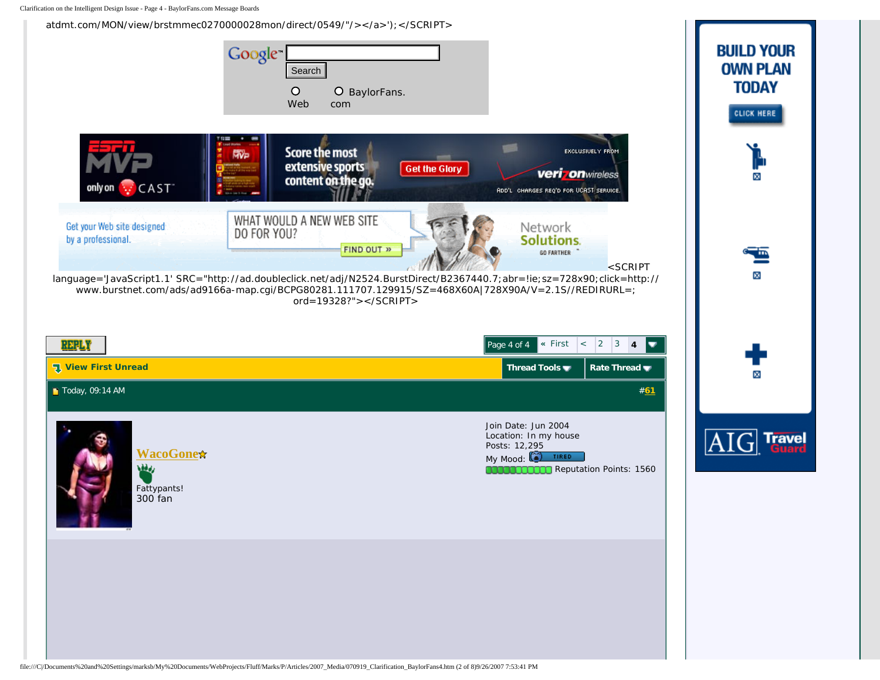atdmt.com/MON/view/brstmmec0270000028mon/direct/0549/"/></a>');</SCRIPT>

Google™ Search

Web BaylorFans.com

ESPN MVP only on CAST Score the most extensive sports content on the go. Get the Glory EXCLUSIVELY FROM verizonwireless ADD'L CHARGES REQ'D FOR VCAST SERVICE.

Get your Web site designed by a professional. WHAT WOULD A NEW WEB SITE DO FOR YOU? FIND OUT » Network Solutions. GO FARTHER

<SCRIPT language='JavaScript1.1' SRC="http://ad.doubleclick.net/adj/N2524.BurstDirect/B2367440.7;abr=!ie;sz=728x90;click=http://www.burstnet.com/ads/ad9166a-map.cgi/BCPG80281.111707.129915/SZ=468X60A|728X90A/V=2.1S//REDIRURL=;ord=19328?"></SCRIPT>

REPLY

Page 4 of 4 « First < 2 3 4

View First Unread | Thread Tools | Rate Thread

Today, 09:14 AM #61

**WacoGone**

Fattypants!
300 fan

Join Date: Jun 2004
Location: In my house
Posts: 12,295
My Mood: TIRED
Reputation Points: 1560

BUILD YOUR OWN PLAN TODAY
CLICK HERE

AIG Travel Guard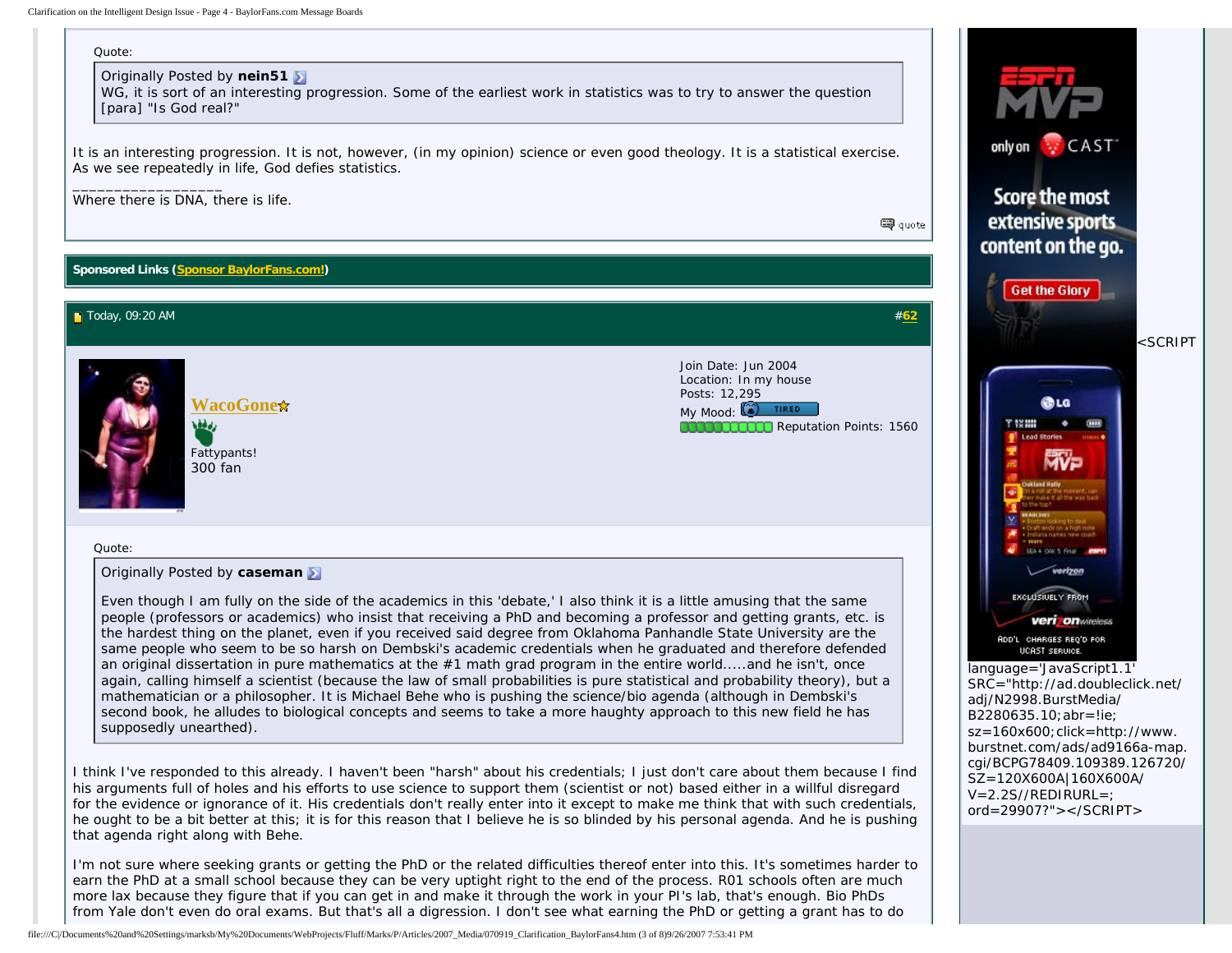Quote:

> Originally Posted by **nein51**
> WG, it is sort of an interesting progression. Some of the earliest work in statistics was to try to answer the question [para] "Is God real?"

It is an interesting progression. It is not, however, (in my opinion) science or even good theology. It is a statistical exercise. As we see repeatedly in life, God defies statistics.

__________________
Where there is DNA, there is life.

quote

**Sponsored Links (Sponsor BaylorFans.com!)**

Today, 09:20 AM #62

**WacoGone**
Fattypants!
300 fan

Join Date: Jun 2004
Location: In my house
Posts: 12,295
My Mood: TIRED
Reputation Points: 1560

Quote:

> Originally Posted by **caseman**
>
> Even though I am fully on the side of the academics in this 'debate,' I also think it is a little amusing that the same people (professors or academics) who insist that receiving a PhD and becoming a professor and getting grants, etc. is the hardest thing on the planet, even if you received said degree from Oklahoma Panhandle State University are the same people who seem to be so harsh on Dembski's academic credentials when he graduated and therefore defended an original dissertation in pure mathematics at the #1 math grad program in the entire world.....and he isn't, once again, calling himself a scientist (because the law of small probabilities is pure statistical and probability theory), but a mathematician or a philosopher. It is Michael Behe who is pushing the science/bio agenda (although in Dembski's second book, he alludes to biological concepts and seems to take a more haughty approach to this new field he has supposedly unearthed).

I think I've responded to this already. I haven't been "harsh" about his credentials; I just don't care about them because I find his arguments full of holes and his efforts to use science to support them (scientist or not) based either in a willful disregard for the evidence or ignorance of it. His credentials don't really enter into it except to make me think that with such credentials, he ought to be a bit better at this; it is for this reason that I believe he is so blinded by his personal agenda. And he is pushing that agenda right along with Behe.

I'm not sure where seeking grants or getting the PhD or the related difficulties thereof enter into this. It's sometimes harder to earn the PhD at a small school because they can be very uptight right to the end of the process. R01 schools often are much more lax because they figure that if you can get in and make it through the work in your PI's lab, that's enough. Bio PhDs from Yale don't even do oral exams. But that's all a digression. I don't see what earning the PhD or getting a grant has to do

<SCRIPT language='JavaScript1.1' SRC="http://ad.doubleclick.net/adj/N2998.BurstMedia/B2280635.10;abr=!ie;sz=160x600;click=http://www.burstnet.com/ads/ad9166a-map.cgi/BCPG78409.109389.126720/SZ=120X600A|160X600A/V=2.2S//REDIRURL=;ord=29907?"></SCRIPT>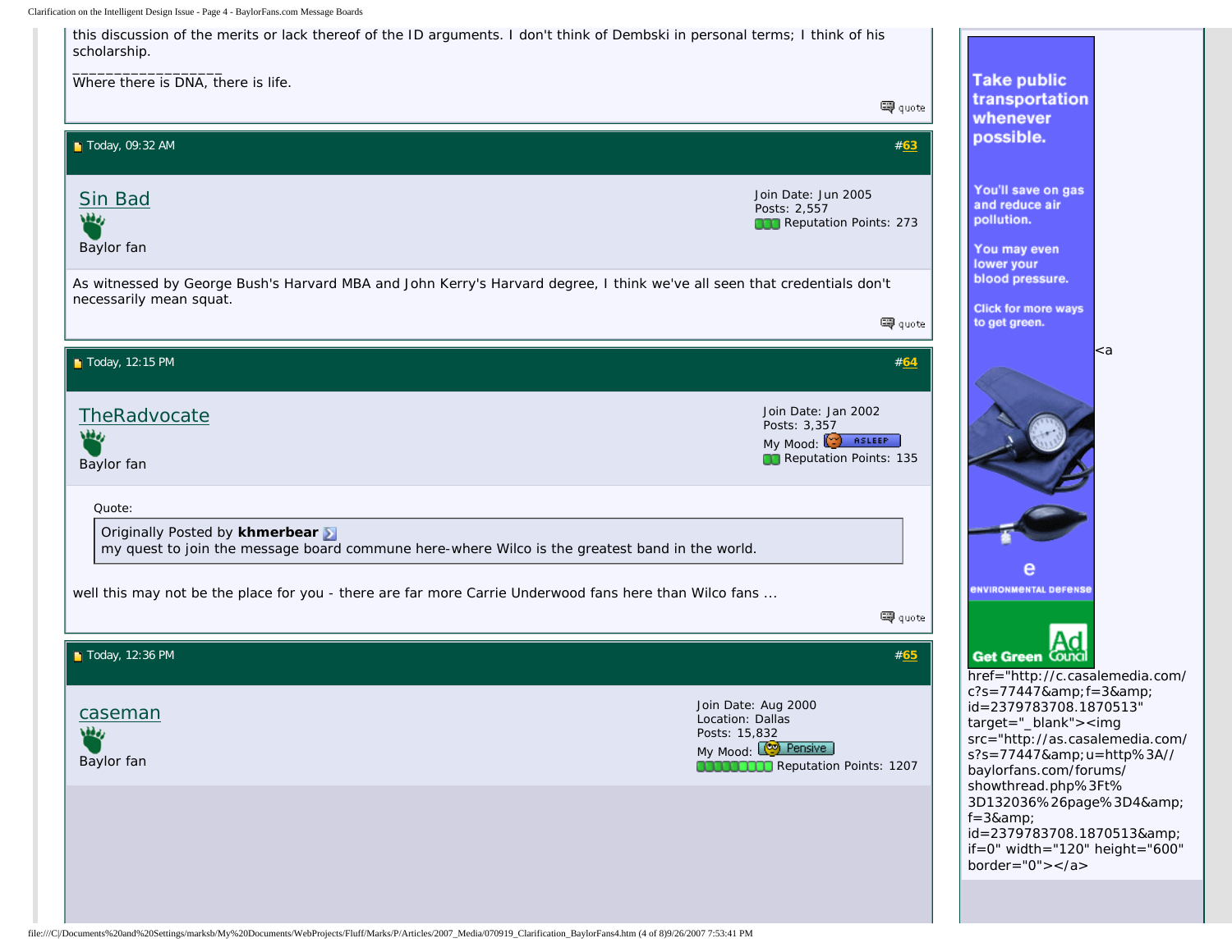this discussion of the merits or lack thereof of the ID arguments. I don't think of Dembski in personal terms; I think of his scholarship.

\_\_\_\_\_\_\_\_\_\_\_\_\_\_\_\_\_\_

Where there is DNA, there is life.

quote

---

Today, 09:32 AM #63

**Sin Bad**

Baylor fan

Join Date: Jun 2005
Posts: 2,557
Reputation Points: 273

As witnessed by George Bush's Harvard MBA and John Kerry's Harvard degree, I think we've all seen that credentials don't necessarily mean squat.

quote

---

Today, 12:15 PM #64

**TheRadvocate**

Baylor fan

Join Date: Jan 2002
Posts: 3,357
My Mood: ASLEEP
Reputation Points: 135

> Quote:
>
> Originally Posted by **khmerbear**
> my quest to join the message board commune here-where Wilco is the greatest band in the world.

well this may not be the place for you - there are far more Carrie Underwood fans here than Wilco fans ...

quote

---

Today, 12:36 PM #65

**caseman**

Baylor fan

Join Date: Aug 2000
Location: Dallas
Posts: 15,832
My Mood: Pensive
Reputation Points: 1207

---

Take public transportation whenever possible.

You'll save on gas and reduce air pollution.

You may even lower your blood pressure.

Click for more ways to get green.

environmental defense

Get Green Ad Council

<a href="http://c.casalemedia.com/c?s=77447&amp;f=3&amp;id=2379783708.1870513" target="_blank"><img src="http://as.casalemedia.com/s?s=77447&amp;u=http%3A//baylorfans.com/forums/showthread.php%3Ft%3D132036%26page%3D4&amp;f=3&amp;id=2379783708.1870513&amp;if=0" width="120" height="600" border="0"></a>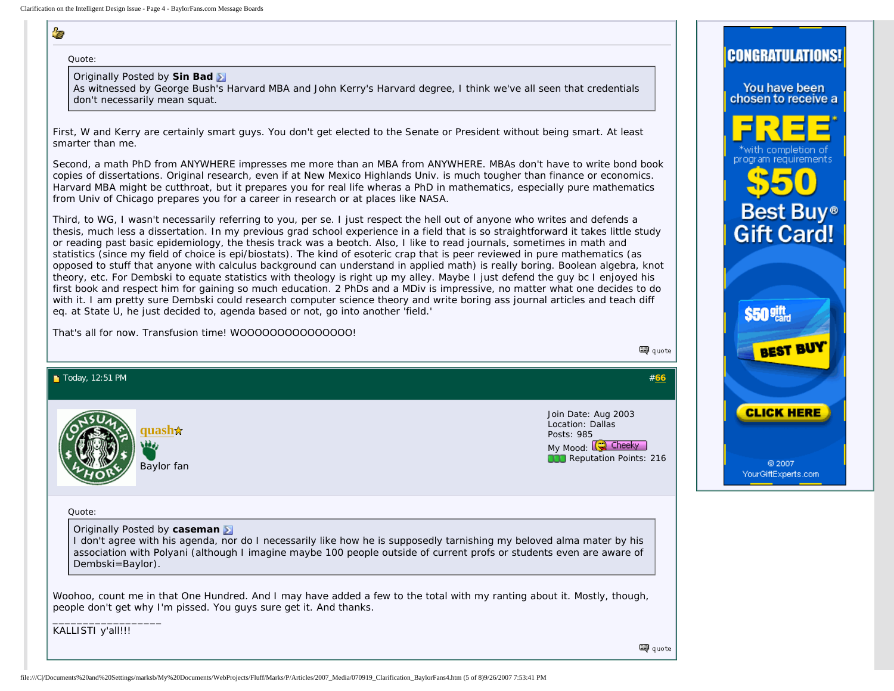Quote:

> Originally Posted by **Sin Bad**
> As witnessed by George Bush's Harvard MBA and John Kerry's Harvard degree, I think we've all seen that credentials don't necessarily mean squat.

First, W and Kerry are certainly smart guys. You don't get elected to the Senate or President without being smart. At least smarter than me.

Second, a math PhD from ANYWHERE impresses me more than an MBA from ANYWHERE. MBAs don't have to write bond book copies of dissertations. Original research, even if at New Mexico Highlands Univ. is much tougher than finance or economics. Harvard MBA might be cutthroat, but it prepares you for real life wheras a PhD in mathematics, especially pure mathematics from Univ of Chicago prepares you for a career in research or at places like NASA.

Third, to WG, I wasn't necessarily referring to you, per se. I just respect the hell out of anyone who writes and defends a thesis, much less a dissertation. In my previous grad school experience in a field that is so straightforward it takes little study or reading past basic epidemiology, the thesis track was a beotch. Also, I like to read journals, sometimes in math and statistics (since my field of choice is epi/biostats). The kind of esoteric crap that is peer reviewed in pure mathematics (as opposed to stuff that anyone with calculus background can understand in applied math) is really boring. Boolean algebra, knot theory, etc. For Dembski to equate statistics with theology is right up my alley. Maybe I just defend the guy bc I enjoyed his first book and respect him for gaining so much education. 2 PhDs and a MDiv is impressive, no matter what one decides to do with it. I am pretty sure Dembski could research computer science theory and write boring ass journal articles and teach diff eq. at State U, he just decided to, agenda based or not, go into another 'field.'

That's all for now. Transfusion time! WOOOOOOOOOOOOOOO!

quote

---

Today, 12:51 PM #66

**quash**
Baylor fan

Join Date: Aug 2003
Location: Dallas
Posts: 985
My Mood: Cheeky
Reputation Points: 216

Quote:

> Originally Posted by **caseman**
> I don't agree with his agenda, nor do I necessarily like how he is supposedly tarnishing my beloved alma mater by his association with Polyani (although I imagine maybe 100 people outside of current profs or students even are aware of Dembski=Baylor).

Woohoo, count me in that One Hundred. And I may have added a few to the total with my ranting about it. Mostly, though, people don't get why I'm pissed. You guys sure get it. And thanks.

__________________
KALLISTI y'all!!!

quote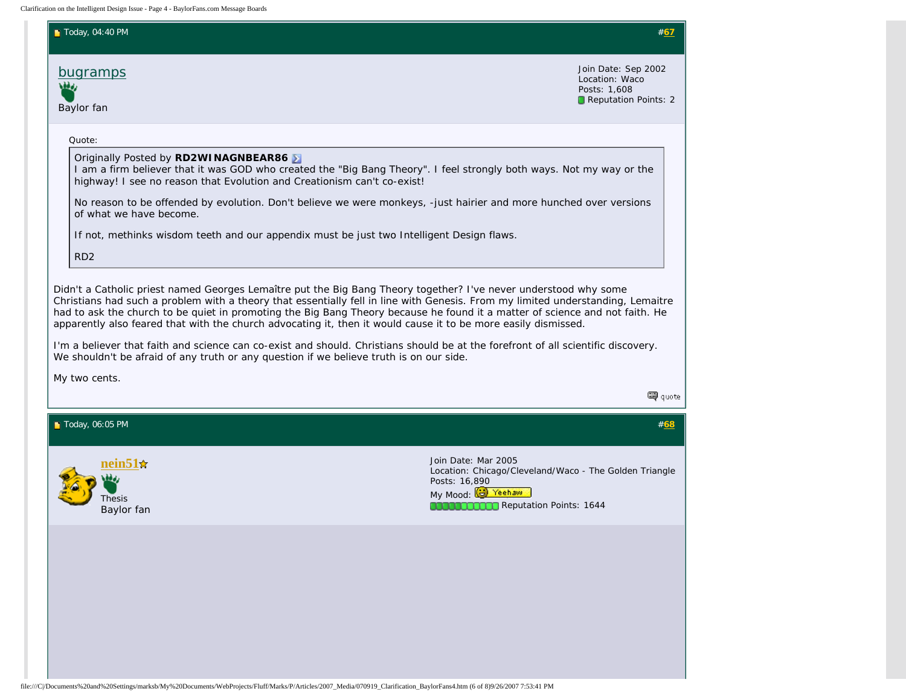Today, 04:40 PM #67

**bugramps**

Baylor fan

Join Date: Sep 2002
Location: Waco
Posts: 1,608
Reputation Points: 2

Quote:

> Originally Posted by **RD2WINAGNBEAR86**
>
> I am a firm believer that it was GOD who created the "Big Bang Theory". I feel strongly both ways. Not my way or the highway! I see no reason that Evolution and Creationism can't co-exist!
>
> No reason to be offended by evolution. Don't believe we were monkeys, -just hairier and more hunched over versions of what we have become.
>
> If not, methinks wisdom teeth and our appendix must be just two Intelligent Design flaws.
>
> RD2

Didn't a Catholic priest named Georges Lemaître put the Big Bang Theory together? I've never understood why some Christians had such a problem with a theory that essentially fell in line with Genesis. From my limited understanding, Lemaitre had to ask the church to be quiet in promoting the Big Bang Theory because he found it a matter of science and not faith. He apparently also feared that with the church advocating it, then it would cause it to be more easily dismissed.

I'm a believer that faith and science can co-exist and should. Christians should be at the forefront of all scientific discovery. We shouldn't be afraid of any truth or any question if we believe truth is on our side.

My two cents.

quote

Today, 06:05 PM #68

**nein51**

Thesis
Baylor fan

Join Date: Mar 2005
Location: Chicago/Cleveland/Waco - The Golden Triangle
Posts: 16,890
My Mood: Yeehaw
Reputation Points: 1644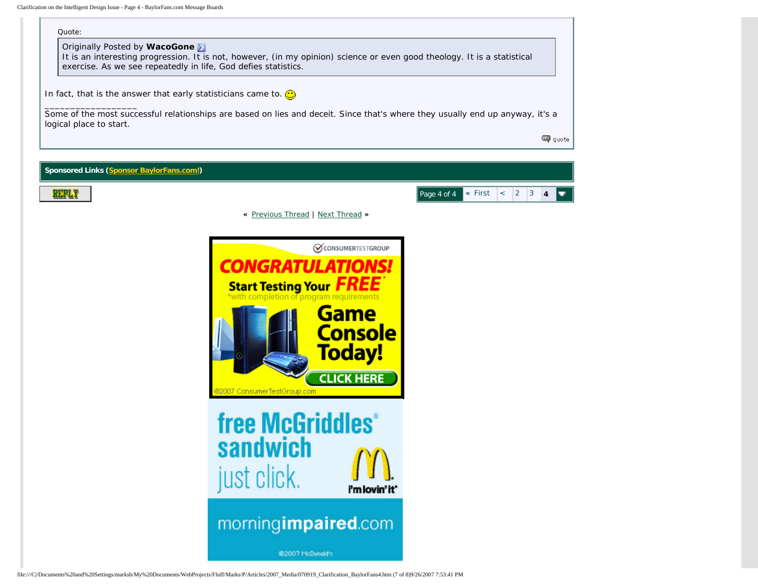Quote:

> Originally Posted by **WacoGone**
> It is an interesting progression. It is not, however, (in my opinion) science or even good theology. It is a statistical exercise. As we see repeatedly in life, God defies statistics.

In fact, that is the answer that early statisticians came to. 

_________________
Some of the most successful relationships are based on lies and deceit. Since that's where they usually end up anyway, it's a logical place to start.

quote

**Sponsored Links (Sponsor BaylorFans.com!)**

REPLY

Page 4 of 4 « First < 2 3 **4**

« Previous Thread | Next Thread »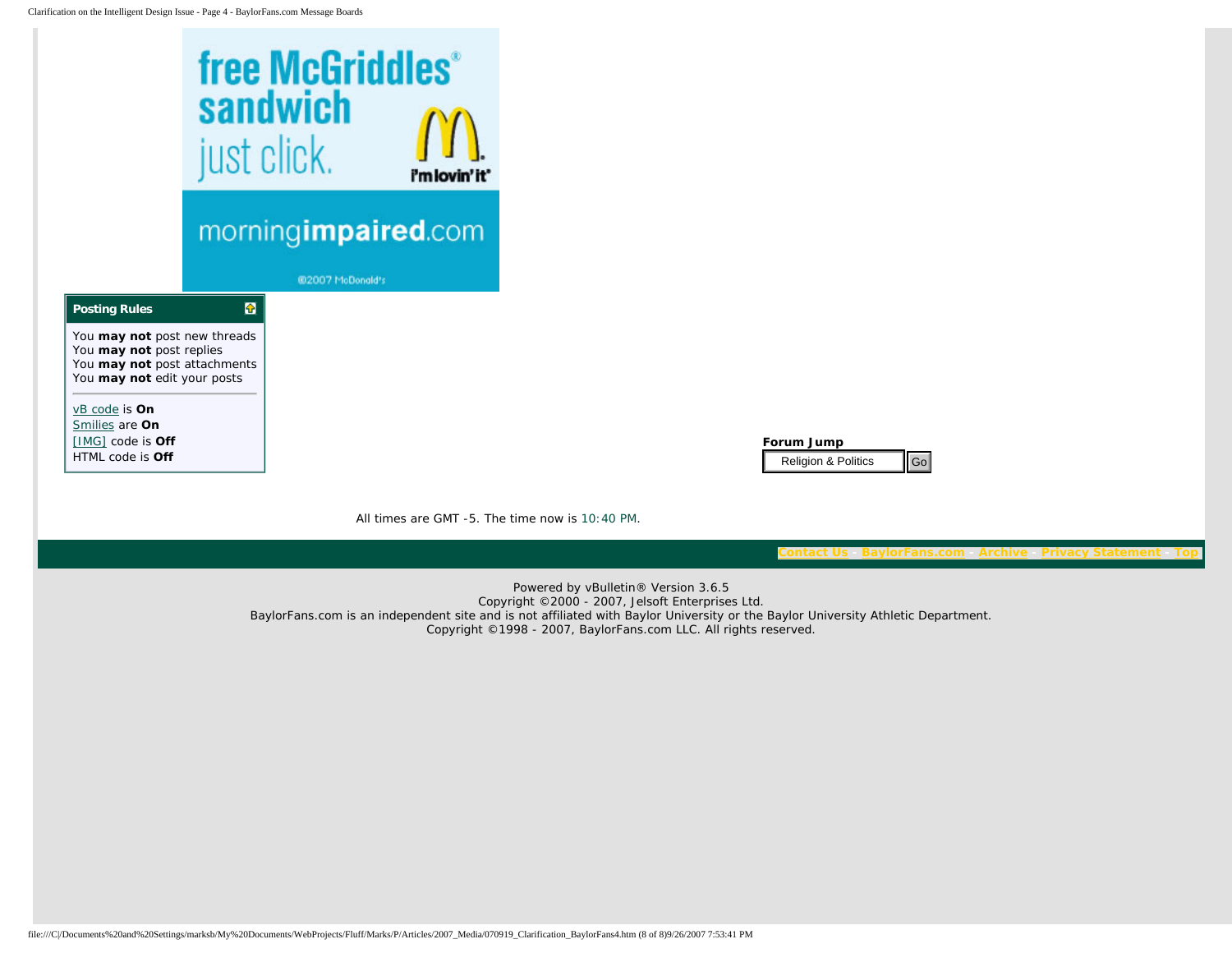free McGriddles® sandwich just click.

I'm lovin' it®

morningimpaired.com

©2007 McDonald's

**Posting Rules**

You **may not** post new threads
You **may not** post replies
You **may not** post attachments
You **may not** edit your posts

vB code is **On**
Smilies are **On**
[IMG] code is **Off**
HTML code is **Off**

**Forum Jump**

Religion & Politics Go

All times are GMT -5. The time now is 10:40 PM.

Contact Us - BaylorFans.com - Archive - Privacy Statement - Top

Powered by vBulletin® Version 3.6.5
Copyright ©2000 - 2007, Jelsoft Enterprises Ltd.
BaylorFans.com is an independent site and is not affiliated with Baylor University or the Baylor University Athletic Department.
Copyright ©1998 - 2007, BaylorFans.com LLC. All rights reserved.